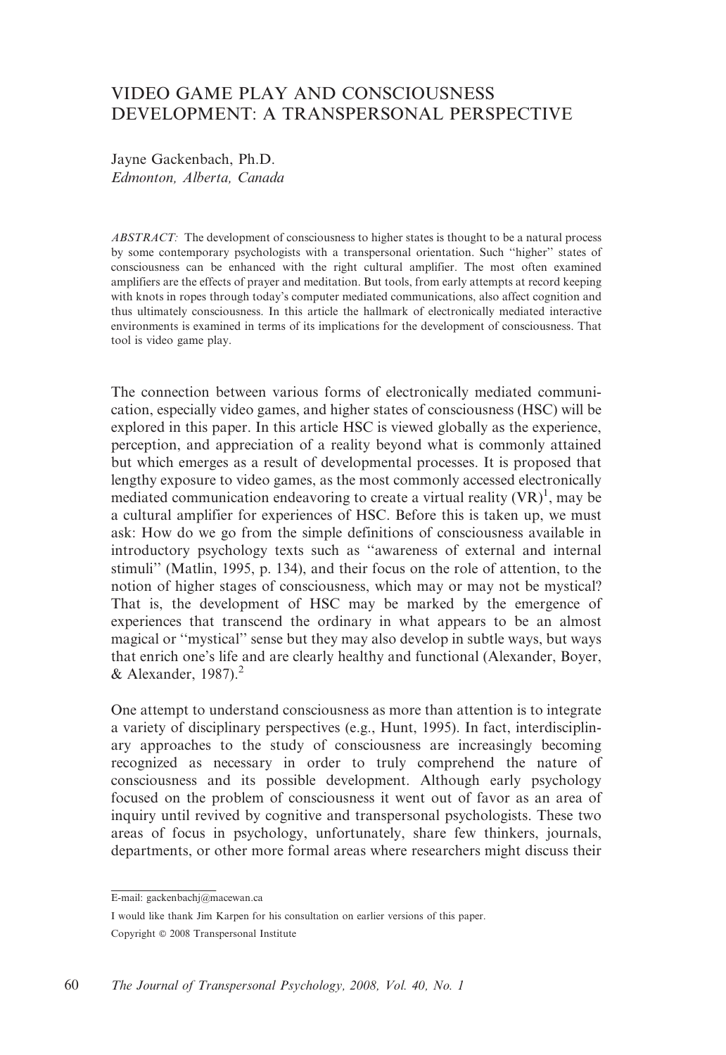# VIDEO GAME PLAY AND CONSCIOUSNESS DEVELOPMENT: A TRANSPERSONAL PERSPECTIVE

Jayne Gackenbach, Ph.D.
*Edmonton, Alberta, Canada*

*ABSTRACT:* The development of consciousness to higher states is thought to be a natural process by some contemporary psychologists with a transpersonal orientation. Such ''higher'' states of consciousness can be enhanced with the right cultural amplifier. The most often examined amplifiers are the effects of prayer and meditation. But tools, from early attempts at record keeping with knots in ropes through today's computer mediated communications, also affect cognition and thus ultimately consciousness. In this article the hallmark of electronically mediated interactive environments is examined in terms of its implications for the development of consciousness. That tool is video game play.

The connection between various forms of electronically mediated communication, especially video games, and higher states of consciousness (HSC) will be explored in this paper. In this article HSC is viewed globally as the experience, perception, and appreciation of a reality beyond what is commonly attained but which emerges as a result of developmental processes. It is proposed that lengthy exposure to video games, as the most commonly accessed electronically mediated communication endeavoring to create a virtual reality (VR)[1], may be a cultural amplifier for experiences of HSC. Before this is taken up, we must ask: How do we go from the simple definitions of consciousness available in introductory psychology texts such as ''awareness of external and internal stimuli'' (Matlin, 1995, p. 134), and their focus on the role of attention, to the notion of higher stages of consciousness, which may or may not be mystical? That is, the development of HSC may be marked by the emergence of experiences that transcend the ordinary in what appears to be an almost magical or ''mystical'' sense but they may also develop in subtle ways, but ways that enrich one's life and are clearly healthy and functional (Alexander, Boyer, & Alexander, 1987).[2]

One attempt to understand consciousness as more than attention is to integrate a variety of disciplinary perspectives (e.g., Hunt, 1995). In fact, interdisciplinary approaches to the study of consciousness are increasingly becoming recognized as necessary in order to truly comprehend the nature of consciousness and its possible development. Although early psychology focused on the problem of consciousness it went out of favor as an area of inquiry until revived by cognitive and transpersonal psychologists. These two areas of focus in psychology, unfortunately, share few thinkers, journals, departments, or other more formal areas where researchers might discuss their

---

E-mail: gackenbachj@macewan.ca

I would like thank Jim Karpen for his consultation on earlier versions of this paper.

Copyright © 2008 Transpersonal Institute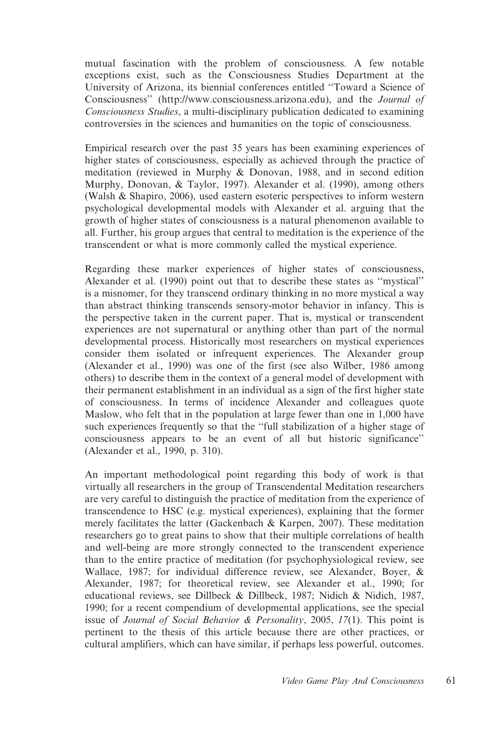mutual fascination with the problem of consciousness. A few notable exceptions exist, such as the Consciousness Studies Department at the University of Arizona, its biennial conferences entitled ''Toward a Science of Consciousness'' (http://www.consciousness.arizona.edu), and the *Journal of Consciousness Studies*, a multi-disciplinary publication dedicated to examining controversies in the sciences and humanities on the topic of consciousness.

Empirical research over the past 35 years has been examining experiences of higher states of consciousness, especially as achieved through the practice of meditation (reviewed in Murphy & Donovan, 1988, and in second edition Murphy, Donovan, & Taylor, 1997). Alexander et al. (1990), among others (Walsh & Shapiro, 2006), used eastern esoteric perspectives to inform western psychological developmental models with Alexander et al. arguing that the growth of higher states of consciousness is a natural phenomenon available to all. Further, his group argues that central to meditation is the experience of the transcendent or what is more commonly called the mystical experience.

Regarding these marker experiences of higher states of consciousness, Alexander et al. (1990) point out that to describe these states as ''mystical'' is a misnomer, for they transcend ordinary thinking in no more mystical a way than abstract thinking transcends sensory-motor behavior in infancy. This is the perspective taken in the current paper. That is, mystical or transcendent experiences are not supernatural or anything other than part of the normal developmental process. Historically most researchers on mystical experiences consider them isolated or infrequent experiences. The Alexander group (Alexander et al., 1990) was one of the first (see also Wilber, 1986 among others) to describe them in the context of a general model of development with their permanent establishment in an individual as a sign of the first higher state of consciousness. In terms of incidence Alexander and colleagues quote Maslow, who felt that in the population at large fewer than one in 1,000 have such experiences frequently so that the ''full stabilization of a higher stage of consciousness appears to be an event of all but historic significance'' (Alexander et al., 1990, p. 310).

An important methodological point regarding this body of work is that virtually all researchers in the group of Transcendental Meditation researchers are very careful to distinguish the practice of meditation from the experience of transcendence to HSC (e.g. mystical experiences), explaining that the former merely facilitates the latter (Gackenbach & Karpen, 2007). These meditation researchers go to great pains to show that their multiple correlations of health and well-being are more strongly connected to the transcendent experience than to the entire practice of meditation (for psychophysiological review, see Wallace, 1987; for individual difference review, see Alexander, Boyer, & Alexander, 1987; for theoretical review, see Alexander et al., 1990; for educational reviews, see Dillbeck & Dillbeck, 1987; Nidich & Nidich, 1987, 1990; for a recent compendium of developmental applications, see the special issue of *Journal of Social Behavior & Personality*, 2005, *17*(1). This point is pertinent to the thesis of this article because there are other practices, or cultural amplifiers, which can have similar, if perhaps less powerful, outcomes.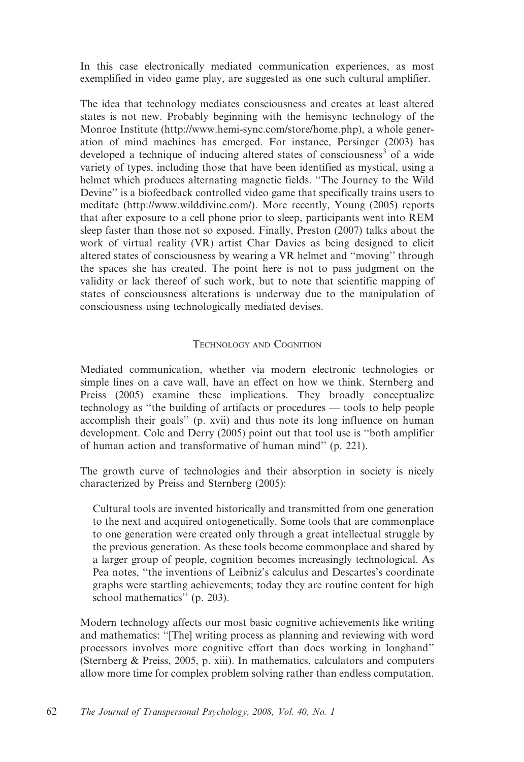In this case electronically mediated communication experiences, as most exemplified in video game play, are suggested as one such cultural amplifier.

The idea that technology mediates consciousness and creates at least altered states is not new. Probably beginning with the hemisync technology of the Monroe Institute (http://www.hemi-sync.com/store/home.php), a whole generation of mind machines has emerged. For instance, Persinger (2003) has developed a technique of inducing altered states of consciousness[3] of a wide variety of types, including those that have been identified as mystical, using a helmet which produces alternating magnetic fields. ''The Journey to the Wild Devine'' is a biofeedback controlled video game that specifically trains users to meditate (http://www.wilddivine.com/). More recently, Young (2005) reports that after exposure to a cell phone prior to sleep, participants went into REM sleep faster than those not so exposed. Finally, Preston (2007) talks about the work of virtual reality (VR) artist Char Davies as being designed to elicit altered states of consciousness by wearing a VR helmet and ''moving'' through the spaces she has created. The point here is not to pass judgment on the validity or lack thereof of such work, but to note that scientific mapping of states of consciousness alterations is underway due to the manipulation of consciousness using technologically mediated devises.

## Technology and Cognition

Mediated communication, whether via modern electronic technologies or simple lines on a cave wall, have an effect on how we think. Sternberg and Preiss (2005) examine these implications. They broadly conceptualize technology as ''the building of artifacts or procedures — tools to help people accomplish their goals'' (p. xvii) and thus note its long influence on human development. Cole and Derry (2005) point out that tool use is ''both amplifier of human action and transformative of human mind'' (p. 221).

The growth curve of technologies and their absorption in society is nicely characterized by Preiss and Sternberg (2005):

> Cultural tools are invented historically and transmitted from one generation to the next and acquired ontogenetically. Some tools that are commonplace to one generation were created only through a great intellectual struggle by the previous generation. As these tools become commonplace and shared by a larger group of people, cognition becomes increasingly technological. As Pea notes, ''the inventions of Leibniz's calculus and Descartes's coordinate graphs were startling achievements; today they are routine content for high school mathematics'' (p. 203).

Modern technology affects our most basic cognitive achievements like writing and mathematics: ''[The] writing process as planning and reviewing with word processors involves more cognitive effort than does working in longhand'' (Sternberg & Preiss, 2005, p. xiii). In mathematics, calculators and computers allow more time for complex problem solving rather than endless computation.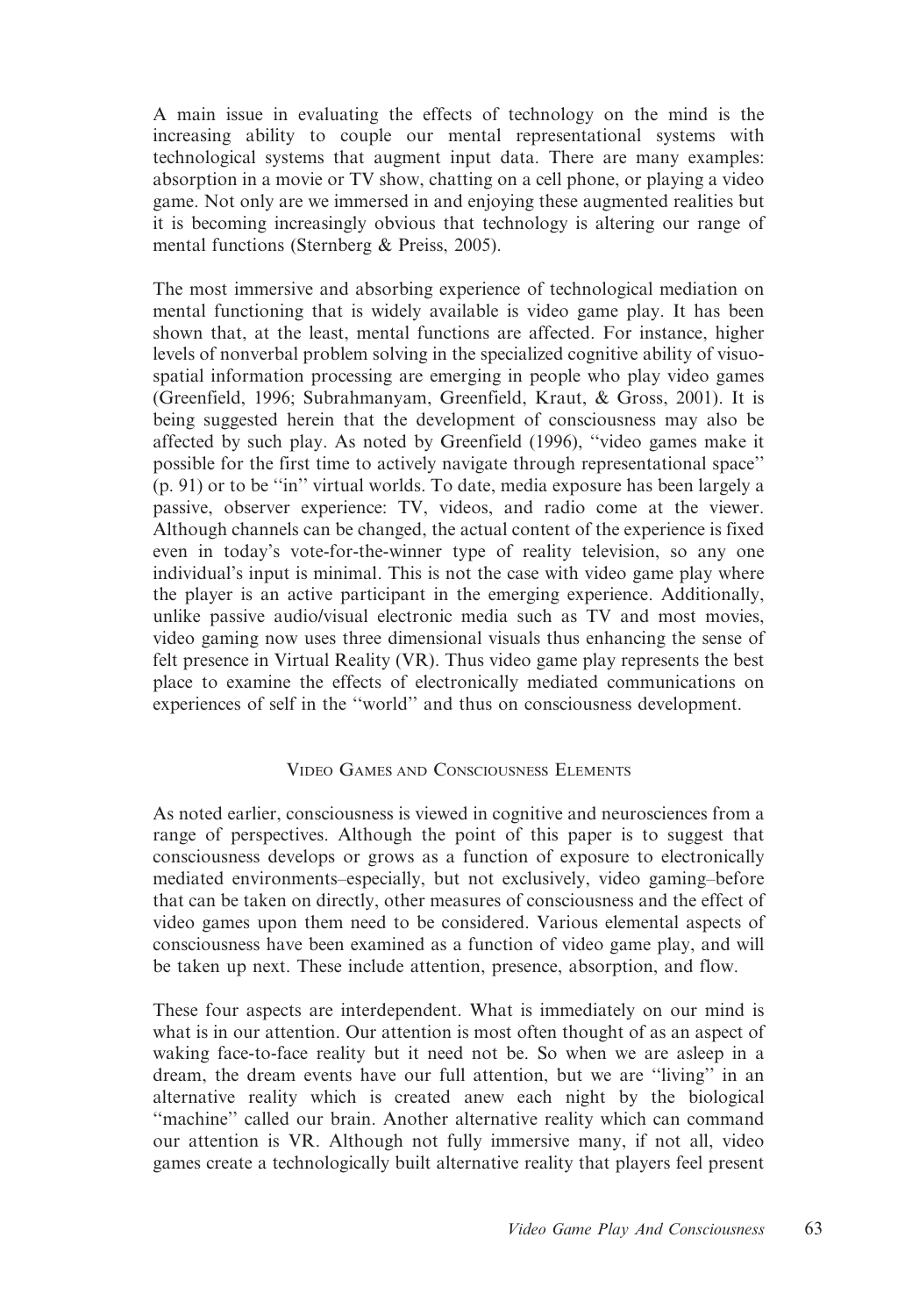A main issue in evaluating the effects of technology on the mind is the increasing ability to couple our mental representational systems with technological systems that augment input data. There are many examples: absorption in a movie or TV show, chatting on a cell phone, or playing a video game. Not only are we immersed in and enjoying these augmented realities but it is becoming increasingly obvious that technology is altering our range of mental functions (Sternberg & Preiss, 2005).

The most immersive and absorbing experience of technological mediation on mental functioning that is widely available is video game play. It has been shown that, at the least, mental functions are affected. For instance, higher levels of nonverbal problem solving in the specialized cognitive ability of visuo-spatial information processing are emerging in people who play video games (Greenfield, 1996; Subrahmanyam, Greenfield, Kraut, & Gross, 2001). It is being suggested herein that the development of consciousness may also be affected by such play. As noted by Greenfield (1996), ''video games make it possible for the first time to actively navigate through representational space'' (p. 91) or to be ''in'' virtual worlds. To date, media exposure has been largely a passive, observer experience: TV, videos, and radio come at the viewer. Although channels can be changed, the actual content of the experience is fixed even in today's vote-for-the-winner type of reality television, so any one individual's input is minimal. This is not the case with video game play where the player is an active participant in the emerging experience. Additionally, unlike passive audio/visual electronic media such as TV and most movies, video gaming now uses three dimensional visuals thus enhancing the sense of felt presence in Virtual Reality (VR). Thus video game play represents the best place to examine the effects of electronically mediated communications on experiences of self in the ''world'' and thus on consciousness development.

## Video Games and Consciousness Elements

As noted earlier, consciousness is viewed in cognitive and neurosciences from a range of perspectives. Although the point of this paper is to suggest that consciousness develops or grows as a function of exposure to electronically mediated environments–especially, but not exclusively, video gaming–before that can be taken on directly, other measures of consciousness and the effect of video games upon them need to be considered. Various elemental aspects of consciousness have been examined as a function of video game play, and will be taken up next. These include attention, presence, absorption, and flow.

These four aspects are interdependent. What is immediately on our mind is what is in our attention. Our attention is most often thought of as an aspect of waking face-to-face reality but it need not be. So when we are asleep in a dream, the dream events have our full attention, but we are ''living'' in an alternative reality which is created anew each night by the biological ''machine'' called our brain. Another alternative reality which can command our attention is VR. Although not fully immersive many, if not all, video games create a technologically built alternative reality that players feel present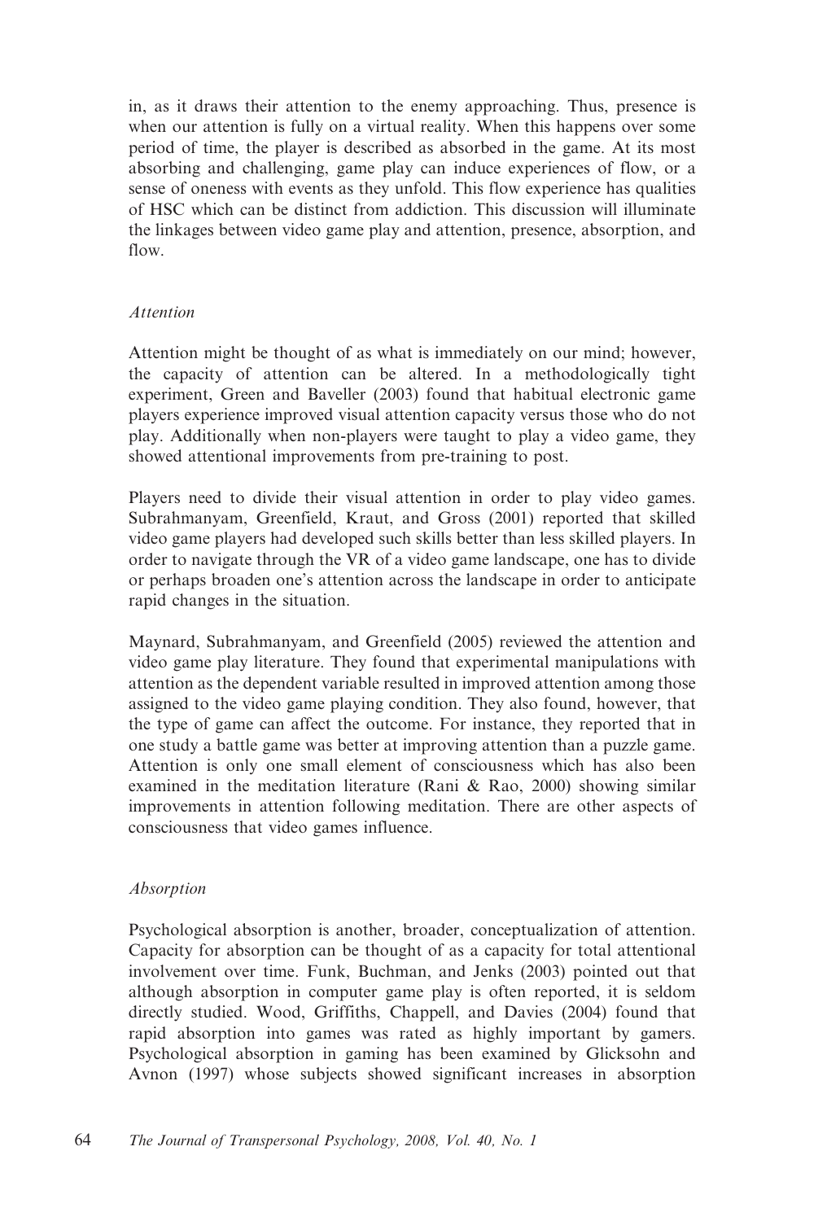in, as it draws their attention to the enemy approaching. Thus, presence is when our attention is fully on a virtual reality. When this happens over some period of time, the player is described as absorbed in the game. At its most absorbing and challenging, game play can induce experiences of flow, or a sense of oneness with events as they unfold. This flow experience has qualities of HSC which can be distinct from addiction. This discussion will illuminate the linkages between video game play and attention, presence, absorption, and flow.

### *Attention*

Attention might be thought of as what is immediately on our mind; however, the capacity of attention can be altered. In a methodologically tight experiment, Green and Baveller (2003) found that habitual electronic game players experience improved visual attention capacity versus those who do not play. Additionally when non-players were taught to play a video game, they showed attentional improvements from pre-training to post.

Players need to divide their visual attention in order to play video games. Subrahmanyam, Greenfield, Kraut, and Gross (2001) reported that skilled video game players had developed such skills better than less skilled players. In order to navigate through the VR of a video game landscape, one has to divide or perhaps broaden one's attention across the landscape in order to anticipate rapid changes in the situation.

Maynard, Subrahmanyam, and Greenfield (2005) reviewed the attention and video game play literature. They found that experimental manipulations with attention as the dependent variable resulted in improved attention among those assigned to the video game playing condition. They also found, however, that the type of game can affect the outcome. For instance, they reported that in one study a battle game was better at improving attention than a puzzle game. Attention is only one small element of consciousness which has also been examined in the meditation literature (Rani & Rao, 2000) showing similar improvements in attention following meditation. There are other aspects of consciousness that video games influence.

### *Absorption*

Psychological absorption is another, broader, conceptualization of attention. Capacity for absorption can be thought of as a capacity for total attentional involvement over time. Funk, Buchman, and Jenks (2003) pointed out that although absorption in computer game play is often reported, it is seldom directly studied. Wood, Griffiths, Chappell, and Davies (2004) found that rapid absorption into games was rated as highly important by gamers. Psychological absorption in gaming has been examined by Glicksohn and Avnon (1997) whose subjects showed significant increases in absorption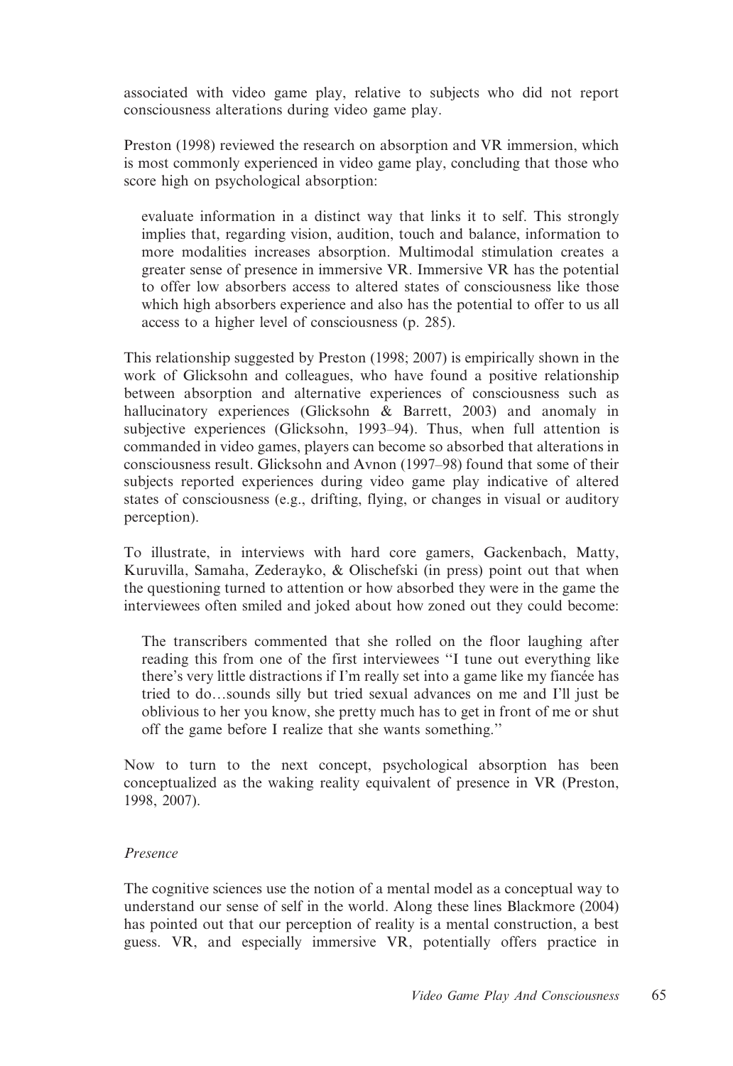associated with video game play, relative to subjects who did not report consciousness alterations during video game play.

Preston (1998) reviewed the research on absorption and VR immersion, which is most commonly experienced in video game play, concluding that those who score high on psychological absorption:

> evaluate information in a distinct way that links it to self. This strongly implies that, regarding vision, audition, touch and balance, information to more modalities increases absorption. Multimodal stimulation creates a greater sense of presence in immersive VR. Immersive VR has the potential to offer low absorbers access to altered states of consciousness like those which high absorbers experience and also has the potential to offer to us all access to a higher level of consciousness (p. 285).

This relationship suggested by Preston (1998; 2007) is empirically shown in the work of Glicksohn and colleagues, who have found a positive relationship between absorption and alternative experiences of consciousness such as hallucinatory experiences (Glicksohn & Barrett, 2003) and anomaly in subjective experiences (Glicksohn, 1993–94). Thus, when full attention is commanded in video games, players can become so absorbed that alterations in consciousness result. Glicksohn and Avnon (1997–98) found that some of their subjects reported experiences during video game play indicative of altered states of consciousness (e.g., drifting, flying, or changes in visual or auditory perception).

To illustrate, in interviews with hard core gamers, Gackenbach, Matty, Kuruvilla, Samaha, Zederayko, & Olischefski (in press) point out that when the questioning turned to attention or how absorbed they were in the game the interviewees often smiled and joked about how zoned out they could become:

> The transcribers commented that she rolled on the floor laughing after reading this from one of the first interviewees "I tune out everything like there's very little distractions if I'm really set into a game like my fiancée has tried to do…sounds silly but tried sexual advances on me and I'll just be oblivious to her you know, she pretty much has to get in front of me or shut off the game before I realize that she wants something."

Now to turn to the next concept, psychological absorption has been conceptualized as the waking reality equivalent of presence in VR (Preston, 1998, 2007).

### *Presence*

The cognitive sciences use the notion of a mental model as a conceptual way to understand our sense of self in the world. Along these lines Blackmore (2004) has pointed out that our perception of reality is a mental construction, a best guess. VR, and especially immersive VR, potentially offers practice in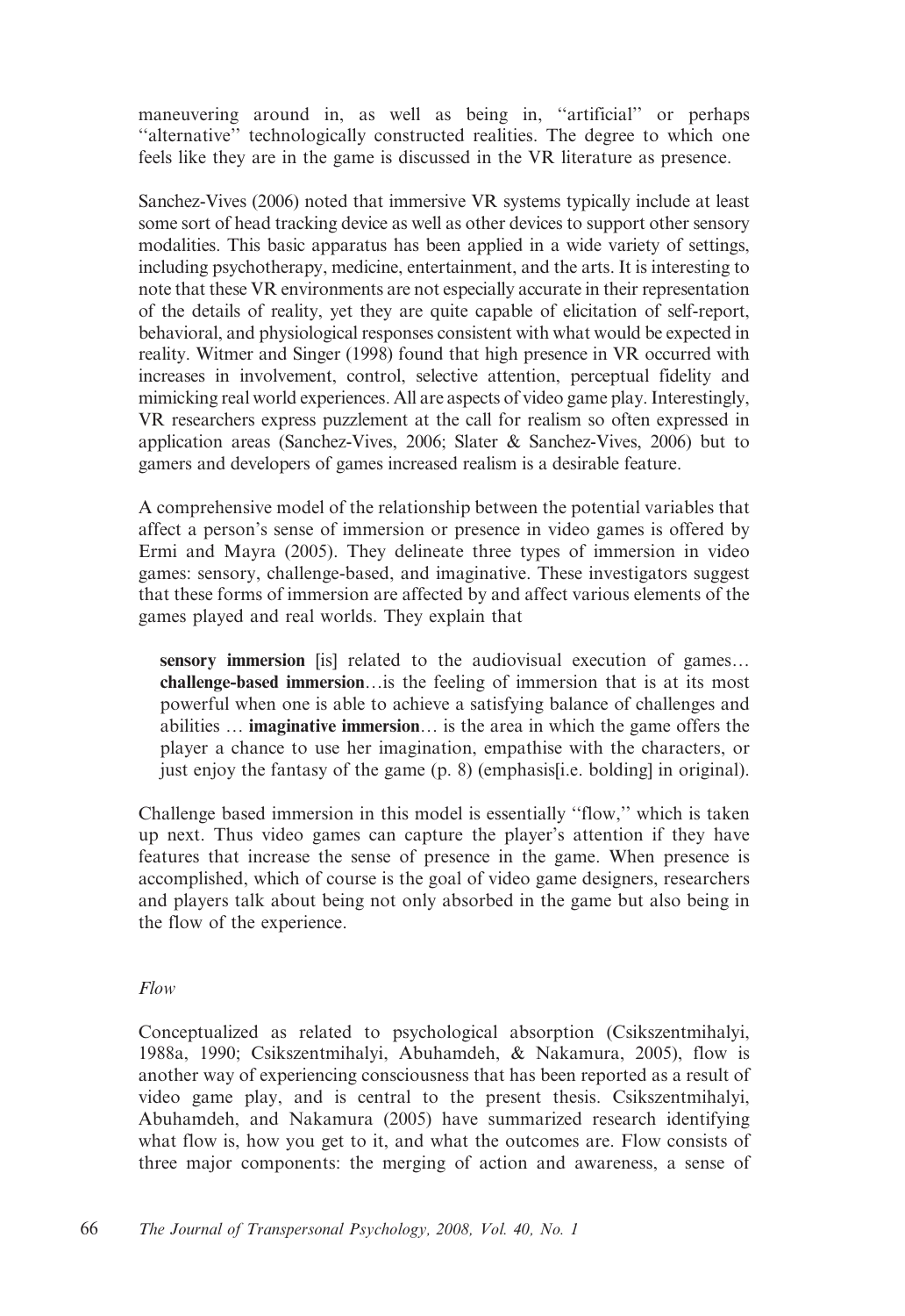maneuvering around in, as well as being in, ''artificial'' or perhaps ''alternative'' technologically constructed realities. The degree to which one feels like they are in the game is discussed in the VR literature as presence.

Sanchez-Vives (2006) noted that immersive VR systems typically include at least some sort of head tracking device as well as other devices to support other sensory modalities. This basic apparatus has been applied in a wide variety of settings, including psychotherapy, medicine, entertainment, and the arts. It is interesting to note that these VR environments are not especially accurate in their representation of the details of reality, yet they are quite capable of elicitation of self-report, behavioral, and physiological responses consistent with what would be expected in reality. Witmer and Singer (1998) found that high presence in VR occurred with increases in involvement, control, selective attention, perceptual fidelity and mimicking real world experiences. All are aspects of video game play. Interestingly, VR researchers express puzzlement at the call for realism so often expressed in application areas (Sanchez-Vives, 2006; Slater & Sanchez-Vives, 2006) but to gamers and developers of games increased realism is a desirable feature.

A comprehensive model of the relationship between the potential variables that affect a person's sense of immersion or presence in video games is offered by Ermi and Mayra (2005). They delineate three types of immersion in video games: sensory, challenge-based, and imaginative. These investigators suggest that these forms of immersion are affected by and affect various elements of the games played and real worlds. They explain that

> **sensory immersion** [is] related to the audiovisual execution of games… **challenge-based immersion**…is the feeling of immersion that is at its most powerful when one is able to achieve a satisfying balance of challenges and abilities … **imaginative immersion**… is the area in which the game offers the player a chance to use her imagination, empathise with the characters, or just enjoy the fantasy of the game (p. 8) (emphasis[i.e. bolding] in original).

Challenge based immersion in this model is essentially ''flow,'' which is taken up next. Thus video games can capture the player's attention if they have features that increase the sense of presence in the game. When presence is accomplished, which of course is the goal of video game designers, researchers and players talk about being not only absorbed in the game but also being in the flow of the experience.

### *Flow*

Conceptualized as related to psychological absorption (Csikszentmihalyi, 1988a, 1990; Csikszentmihalyi, Abuhamdeh, & Nakamura, 2005), flow is another way of experiencing consciousness that has been reported as a result of video game play, and is central to the present thesis. Csikszentmihalyi, Abuhamdeh, and Nakamura (2005) have summarized research identifying what flow is, how you get to it, and what the outcomes are. Flow consists of three major components: the merging of action and awareness, a sense of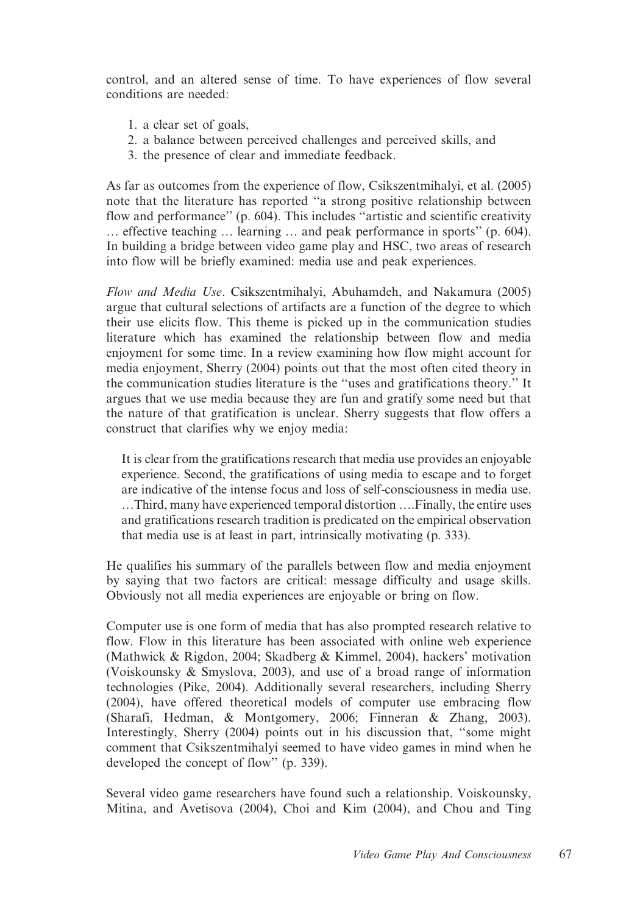control, and an altered sense of time. To have experiences of flow several conditions are needed:

1. a clear set of goals,
2. a balance between perceived challenges and perceived skills, and
3. the presence of clear and immediate feedback.

As far as outcomes from the experience of flow, Csikszentmihalyi, et al. (2005) note that the literature has reported ''a strong positive relationship between flow and performance'' (p. 604). This includes ''artistic and scientific creativity … effective teaching … learning … and peak performance in sports'' (p. 604). In building a bridge between video game play and HSC, two areas of research into flow will be briefly examined: media use and peak experiences.

*Flow and Media Use*. Csikszentmihalyi, Abuhamdeh, and Nakamura (2005) argue that cultural selections of artifacts are a function of the degree to which their use elicits flow. This theme is picked up in the communication studies literature which has examined the relationship between flow and media enjoyment for some time. In a review examining how flow might account for media enjoyment, Sherry (2004) points out that the most often cited theory in the communication studies literature is the ''uses and gratifications theory.'' It argues that we use media because they are fun and gratify some need but that the nature of that gratification is unclear. Sherry suggests that flow offers a construct that clarifies why we enjoy media:

> It is clear from the gratifications research that media use provides an enjoyable experience. Second, the gratifications of using media to escape and to forget are indicative of the intense focus and loss of self-consciousness in media use. …Third, many have experienced temporal distortion ….Finally, the entire uses and gratifications research tradition is predicated on the empirical observation that media use is at least in part, intrinsically motivating (p. 333).

He qualifies his summary of the parallels between flow and media enjoyment by saying that two factors are critical: message difficulty and usage skills. Obviously not all media experiences are enjoyable or bring on flow.

Computer use is one form of media that has also prompted research relative to flow. Flow in this literature has been associated with online web experience (Mathwick & Rigdon, 2004; Skadberg & Kimmel, 2004), hackers' motivation (Voiskounsky & Smyslova, 2003), and use of a broad range of information technologies (Pike, 2004). Additionally several researchers, including Sherry (2004), have offered theoretical models of computer use embracing flow (Sharafi, Hedman, & Montgomery, 2006; Finneran & Zhang, 2003). Interestingly, Sherry (2004) points out in his discussion that, ''some might comment that Csikszentmihalyi seemed to have video games in mind when he developed the concept of flow'' (p. 339).

Several video game researchers have found such a relationship. Voiskounsky, Mitina, and Avetisova (2004), Choi and Kim (2004), and Chou and Ting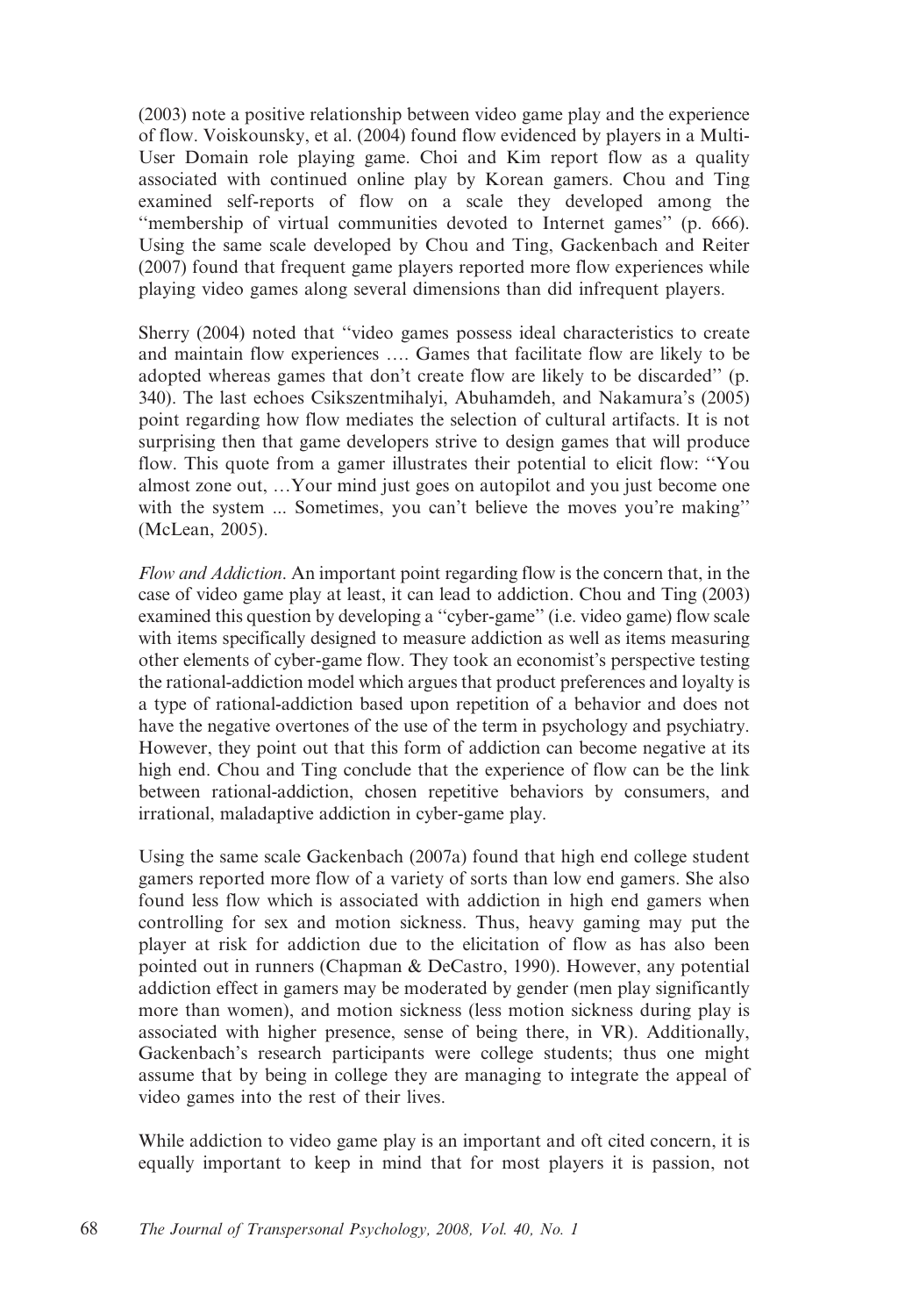(2003) note a positive relationship between video game play and the experience of flow. Voiskounsky, et al. (2004) found flow evidenced by players in a Multi-User Domain role playing game. Choi and Kim report flow as a quality associated with continued online play by Korean gamers. Chou and Ting examined self-reports of flow on a scale they developed among the ''membership of virtual communities devoted to Internet games'' (p. 666). Using the same scale developed by Chou and Ting, Gackenbach and Reiter (2007) found that frequent game players reported more flow experiences while playing video games along several dimensions than did infrequent players.

Sherry (2004) noted that ''video games possess ideal characteristics to create and maintain flow experiences …. Games that facilitate flow are likely to be adopted whereas games that don't create flow are likely to be discarded'' (p. 340). The last echoes Csikszentmihalyi, Abuhamdeh, and Nakamura's (2005) point regarding how flow mediates the selection of cultural artifacts. It is not surprising then that game developers strive to design games that will produce flow. This quote from a gamer illustrates their potential to elicit flow: ''You almost zone out, …Your mind just goes on autopilot and you just become one with the system ... Sometimes, you can't believe the moves you're making'' (McLean, 2005).

*Flow and Addiction*. An important point regarding flow is the concern that, in the case of video game play at least, it can lead to addiction. Chou and Ting (2003) examined this question by developing a ''cyber-game'' (i.e. video game) flow scale with items specifically designed to measure addiction as well as items measuring other elements of cyber-game flow. They took an economist's perspective testing the rational-addiction model which argues that product preferences and loyalty is a type of rational-addiction based upon repetition of a behavior and does not have the negative overtones of the use of the term in psychology and psychiatry. However, they point out that this form of addiction can become negative at its high end. Chou and Ting conclude that the experience of flow can be the link between rational-addiction, chosen repetitive behaviors by consumers, and irrational, maladaptive addiction in cyber-game play.

Using the same scale Gackenbach (2007a) found that high end college student gamers reported more flow of a variety of sorts than low end gamers. She also found less flow which is associated with addiction in high end gamers when controlling for sex and motion sickness. Thus, heavy gaming may put the player at risk for addiction due to the elicitation of flow as has also been pointed out in runners (Chapman & DeCastro, 1990). However, any potential addiction effect in gamers may be moderated by gender (men play significantly more than women), and motion sickness (less motion sickness during play is associated with higher presence, sense of being there, in VR). Additionally, Gackenbach's research participants were college students; thus one might assume that by being in college they are managing to integrate the appeal of video games into the rest of their lives.

While addiction to video game play is an important and oft cited concern, it is equally important to keep in mind that for most players it is passion, not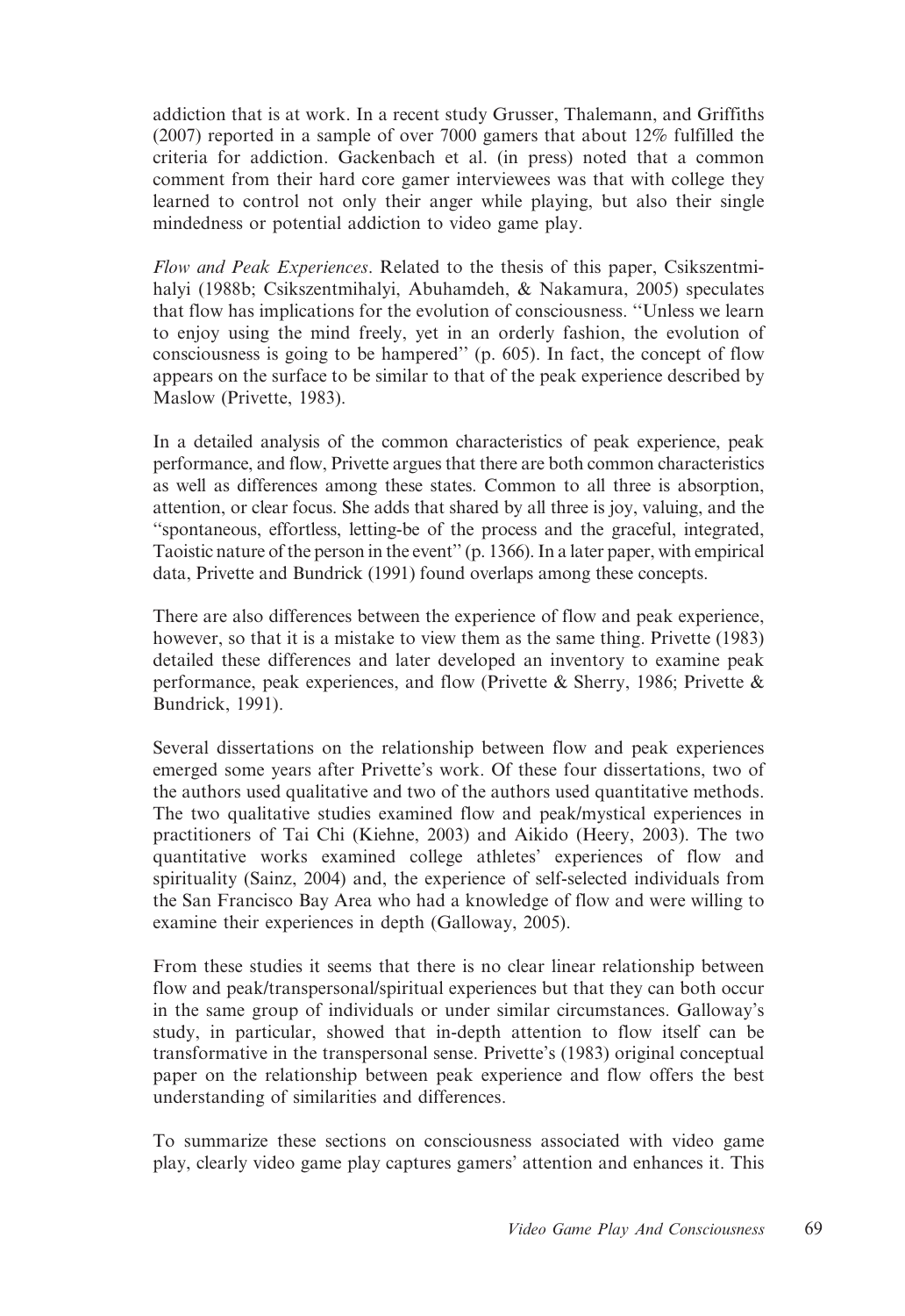addiction that is at work. In a recent study Grusser, Thalemann, and Griffiths (2007) reported in a sample of over 7000 gamers that about 12% fulfilled the criteria for addiction. Gackenbach et al. (in press) noted that a common comment from their hard core gamer interviewees was that with college they learned to control not only their anger while playing, but also their single mindedness or potential addiction to video game play.

*Flow and Peak Experiences*. Related to the thesis of this paper, Csikszentmihalyi (1988b; Csikszentmihalyi, Abuhamdeh, & Nakamura, 2005) speculates that flow has implications for the evolution of consciousness. "Unless we learn to enjoy using the mind freely, yet in an orderly fashion, the evolution of consciousness is going to be hampered" (p. 605). In fact, the concept of flow appears on the surface to be similar to that of the peak experience described by Maslow (Privette, 1983).

In a detailed analysis of the common characteristics of peak experience, peak performance, and flow, Privette argues that there are both common characteristics as well as differences among these states. Common to all three is absorption, attention, or clear focus. She adds that shared by all three is joy, valuing, and the "spontaneous, effortless, letting-be of the process and the graceful, integrated, Taoistic nature of the person in the event" (p. 1366). In a later paper, with empirical data, Privette and Bundrick (1991) found overlaps among these concepts.

There are also differences between the experience of flow and peak experience, however, so that it is a mistake to view them as the same thing. Privette (1983) detailed these differences and later developed an inventory to examine peak performance, peak experiences, and flow (Privette & Sherry, 1986; Privette & Bundrick, 1991).

Several dissertations on the relationship between flow and peak experiences emerged some years after Privette's work. Of these four dissertations, two of the authors used qualitative and two of the authors used quantitative methods. The two qualitative studies examined flow and peak/mystical experiences in practitioners of Tai Chi (Kiehne, 2003) and Aikido (Heery, 2003). The two quantitative works examined college athletes' experiences of flow and spirituality (Sainz, 2004) and, the experience of self-selected individuals from the San Francisco Bay Area who had a knowledge of flow and were willing to examine their experiences in depth (Galloway, 2005).

From these studies it seems that there is no clear linear relationship between flow and peak/transpersonal/spiritual experiences but that they can both occur in the same group of individuals or under similar circumstances. Galloway's study, in particular, showed that in-depth attention to flow itself can be transformative in the transpersonal sense. Privette's (1983) original conceptual paper on the relationship between peak experience and flow offers the best understanding of similarities and differences.

To summarize these sections on consciousness associated with video game play, clearly video game play captures gamers' attention and enhances it. This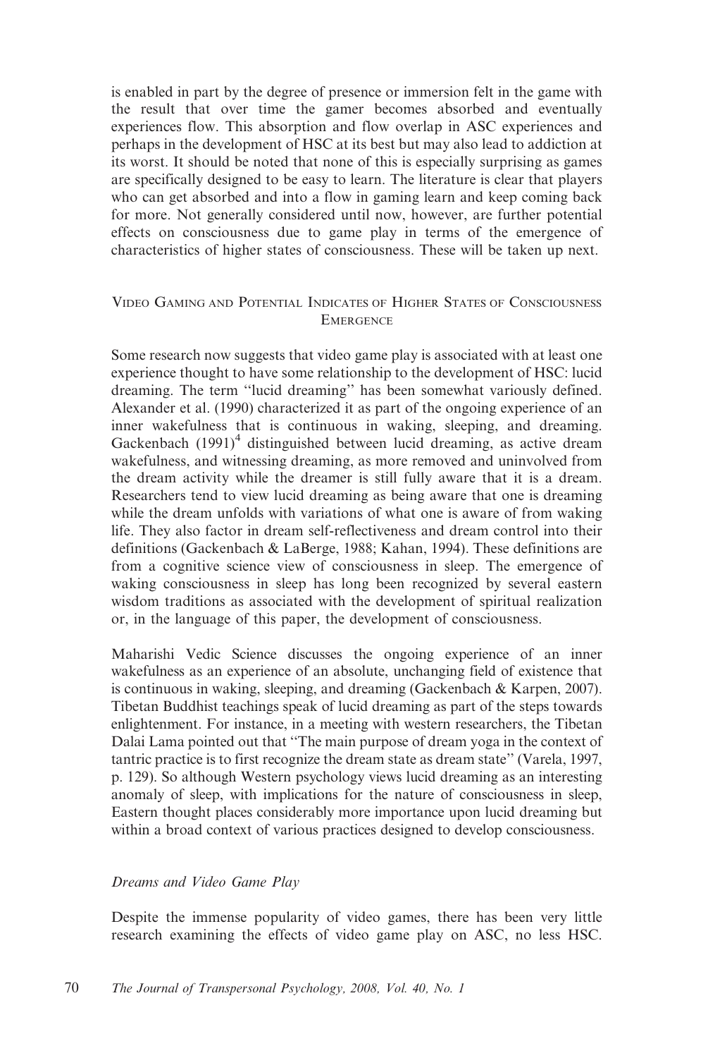is enabled in part by the degree of presence or immersion felt in the game with the result that over time the gamer becomes absorbed and eventually experiences flow. This absorption and flow overlap in ASC experiences and perhaps in the development of HSC at its best but may also lead to addiction at its worst. It should be noted that none of this is especially surprising as games are specifically designed to be easy to learn. The literature is clear that players who can get absorbed and into a flow in gaming learn and keep coming back for more. Not generally considered until now, however, are further potential effects on consciousness due to game play in terms of the emergence of characteristics of higher states of consciousness. These will be taken up next.

## Video Gaming and Potential Indicates of Higher States of Consciousness Emergence

Some research now suggests that video game play is associated with at least one experience thought to have some relationship to the development of HSC: lucid dreaming. The term ''lucid dreaming'' has been somewhat variously defined. Alexander et al. (1990) characterized it as part of the ongoing experience of an inner wakefulness that is continuous in waking, sleeping, and dreaming. Gackenbach (1991)[4] distinguished between lucid dreaming, as active dream wakefulness, and witnessing dreaming, as more removed and uninvolved from the dream activity while the dreamer is still fully aware that it is a dream. Researchers tend to view lucid dreaming as being aware that one is dreaming while the dream unfolds with variations of what one is aware of from waking life. They also factor in dream self-reflectiveness and dream control into their definitions (Gackenbach & LaBerge, 1988; Kahan, 1994). These definitions are from a cognitive science view of consciousness in sleep. The emergence of waking consciousness in sleep has long been recognized by several eastern wisdom traditions as associated with the development of spiritual realization or, in the language of this paper, the development of consciousness.

Maharishi Vedic Science discusses the ongoing experience of an inner wakefulness as an experience of an absolute, unchanging field of existence that is continuous in waking, sleeping, and dreaming (Gackenbach & Karpen, 2007). Tibetan Buddhist teachings speak of lucid dreaming as part of the steps towards enlightenment. For instance, in a meeting with western researchers, the Tibetan Dalai Lama pointed out that ''The main purpose of dream yoga in the context of tantric practice is to first recognize the dream state as dream state'' (Varela, 1997, p. 129). So although Western psychology views lucid dreaming as an interesting anomaly of sleep, with implications for the nature of consciousness in sleep, Eastern thought places considerably more importance upon lucid dreaming but within a broad context of various practices designed to develop consciousness.

### *Dreams and Video Game Play*

Despite the immense popularity of video games, there has been very little research examining the effects of video game play on ASC, no less HSC.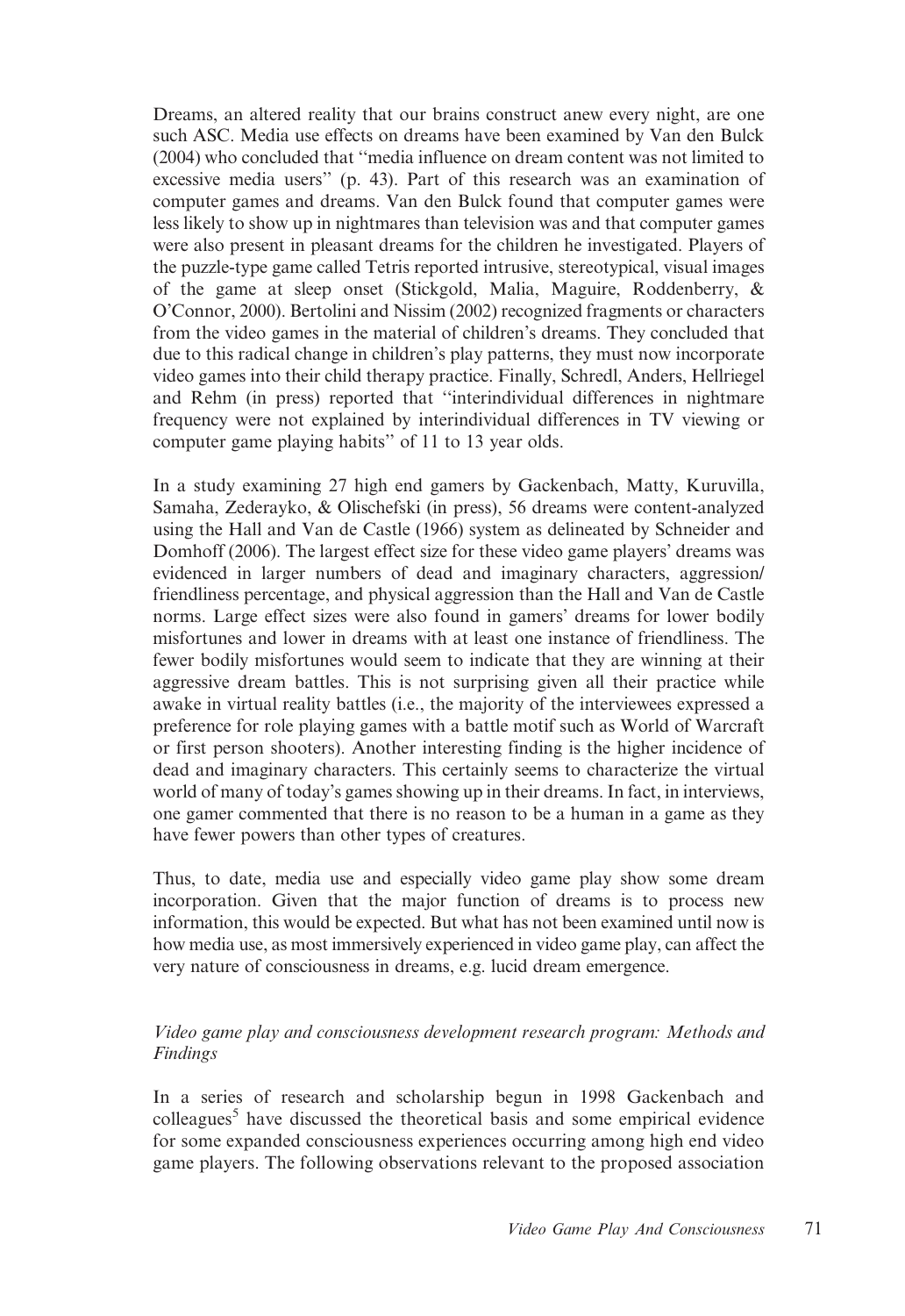Dreams, an altered reality that our brains construct anew every night, are one such ASC. Media use effects on dreams have been examined by Van den Bulck (2004) who concluded that "media influence on dream content was not limited to excessive media users" (p. 43). Part of this research was an examination of computer games and dreams. Van den Bulck found that computer games were less likely to show up in nightmares than television was and that computer games were also present in pleasant dreams for the children he investigated. Players of the puzzle-type game called Tetris reported intrusive, stereotypical, visual images of the game at sleep onset (Stickgold, Malia, Maguire, Roddenberry, & O'Connor, 2000). Bertolini and Nissim (2002) recognized fragments or characters from the video games in the material of children's dreams. They concluded that due to this radical change in children's play patterns, they must now incorporate video games into their child therapy practice. Finally, Schredl, Anders, Hellriegel and Rehm (in press) reported that "interindividual differences in nightmare frequency were not explained by interindividual differences in TV viewing or computer game playing habits" of 11 to 13 year olds.

In a study examining 27 high end gamers by Gackenbach, Matty, Kuruvilla, Samaha, Zederayko, & Olischefski (in press), 56 dreams were content-analyzed using the Hall and Van de Castle (1966) system as delineated by Schneider and Domhoff (2006). The largest effect size for these video game players' dreams was evidenced in larger numbers of dead and imaginary characters, aggression/friendliness percentage, and physical aggression than the Hall and Van de Castle norms. Large effect sizes were also found in gamers' dreams for lower bodily misfortunes and lower in dreams with at least one instance of friendliness. The fewer bodily misfortunes would seem to indicate that they are winning at their aggressive dream battles. This is not surprising given all their practice while awake in virtual reality battles (i.e., the majority of the interviewees expressed a preference for role playing games with a battle motif such as World of Warcraft or first person shooters). Another interesting finding is the higher incidence of dead and imaginary characters. This certainly seems to characterize the virtual world of many of today's games showing up in their dreams. In fact, in interviews, one gamer commented that there is no reason to be a human in a game as they have fewer powers than other types of creatures.

Thus, to date, media use and especially video game play show some dream incorporation. Given that the major function of dreams is to process new information, this would be expected. But what has not been examined until now is how media use, as most immersively experienced in video game play, can affect the very nature of consciousness in dreams, e.g. lucid dream emergence.

### *Video game play and consciousness development research program: Methods and Findings*

In a series of research and scholarship begun in 1998 Gackenbach and colleagues[5] have discussed the theoretical basis and some empirical evidence for some expanded consciousness experiences occurring among high end video game players. The following observations relevant to the proposed association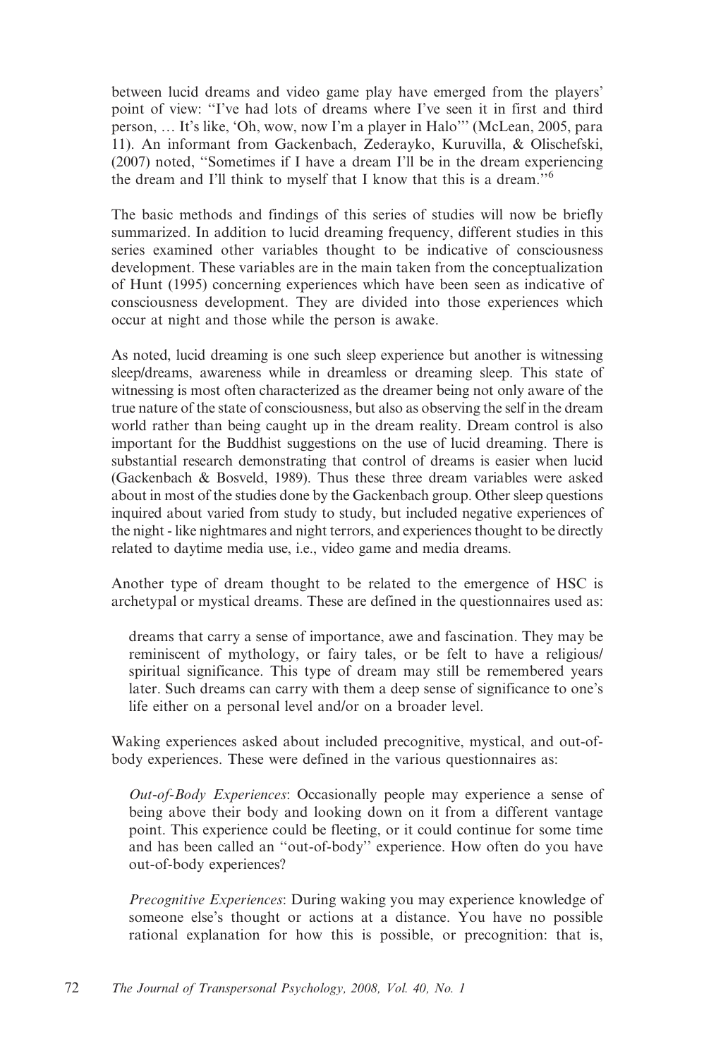between lucid dreams and video game play have emerged from the players' point of view: "I've had lots of dreams where I've seen it in first and third person, … It's like, 'Oh, wow, now I'm a player in Halo'" (McLean, 2005, para 11). An informant from Gackenbach, Zederayko, Kuruvilla, & Olischefski, (2007) noted, "Sometimes if I have a dream I'll be in the dream experiencing the dream and I'll think to myself that I know that this is a dream."[6]

The basic methods and findings of this series of studies will now be briefly summarized. In addition to lucid dreaming frequency, different studies in this series examined other variables thought to be indicative of consciousness development. These variables are in the main taken from the conceptualization of Hunt (1995) concerning experiences which have been seen as indicative of consciousness development. They are divided into those experiences which occur at night and those while the person is awake.

As noted, lucid dreaming is one such sleep experience but another is witnessing sleep/dreams, awareness while in dreamless or dreaming sleep. This state of witnessing is most often characterized as the dreamer being not only aware of the true nature of the state of consciousness, but also as observing the self in the dream world rather than being caught up in the dream reality. Dream control is also important for the Buddhist suggestions on the use of lucid dreaming. There is substantial research demonstrating that control of dreams is easier when lucid (Gackenbach & Bosveld, 1989). Thus these three dream variables were asked about in most of the studies done by the Gackenbach group. Other sleep questions inquired about varied from study to study, but included negative experiences of the night - like nightmares and night terrors, and experiences thought to be directly related to daytime media use, i.e., video game and media dreams.

Another type of dream thought to be related to the emergence of HSC is archetypal or mystical dreams. These are defined in the questionnaires used as:

> dreams that carry a sense of importance, awe and fascination. They may be reminiscent of mythology, or fairy tales, or be felt to have a religious/spiritual significance. This type of dream may still be remembered years later. Such dreams can carry with them a deep sense of significance to one's life either on a personal level and/or on a broader level.

Waking experiences asked about included precognitive, mystical, and out-of-body experiences. These were defined in the various questionnaires as:

> *Out-of-Body Experiences*: Occasionally people may experience a sense of being above their body and looking down on it from a different vantage point. This experience could be fleeting, or it could continue for some time and has been called an "out-of-body" experience. How often do you have out-of-body experiences?

> *Precognitive Experiences*: During waking you may experience knowledge of someone else's thought or actions at a distance. You have no possible rational explanation for how this is possible, or precognition: that is,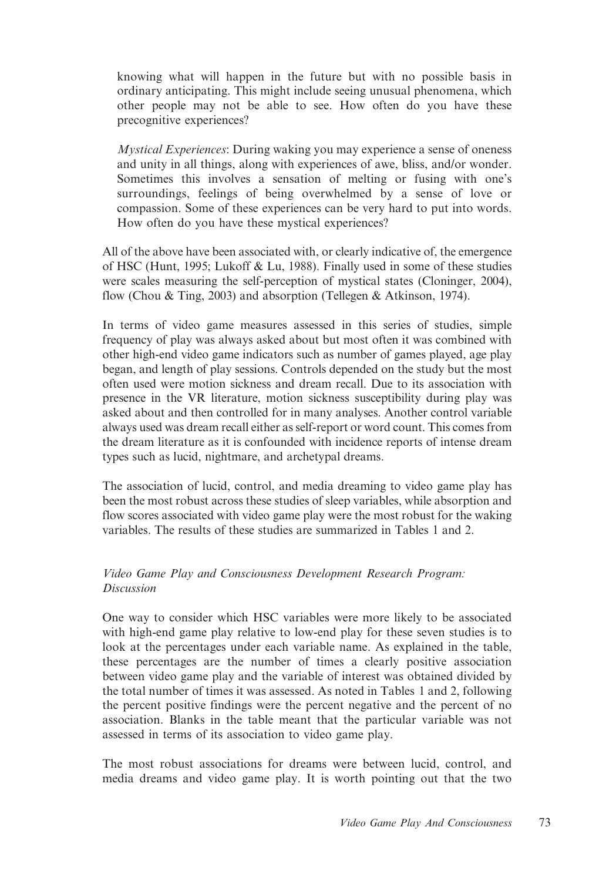knowing what will happen in the future but with no possible basis in ordinary anticipating. This might include seeing unusual phenomena, which other people may not be able to see. How often do you have these precognitive experiences?

*Mystical Experiences*: During waking you may experience a sense of oneness and unity in all things, along with experiences of awe, bliss, and/or wonder. Sometimes this involves a sensation of melting or fusing with one's surroundings, feelings of being overwhelmed by a sense of love or compassion. Some of these experiences can be very hard to put into words. How often do you have these mystical experiences?

All of the above have been associated with, or clearly indicative of, the emergence of HSC (Hunt, 1995; Lukoff & Lu, 1988). Finally used in some of these studies were scales measuring the self-perception of mystical states (Cloninger, 2004), flow (Chou & Ting, 2003) and absorption (Tellegen & Atkinson, 1974).

In terms of video game measures assessed in this series of studies, simple frequency of play was always asked about but most often it was combined with other high-end video game indicators such as number of games played, age play began, and length of play sessions. Controls depended on the study but the most often used were motion sickness and dream recall. Due to its association with presence in the VR literature, motion sickness susceptibility during play was asked about and then controlled for in many analyses. Another control variable always used was dream recall either as self-report or word count. This comes from the dream literature as it is confounded with incidence reports of intense dream types such as lucid, nightmare, and archetypal dreams.

The association of lucid, control, and media dreaming to video game play has been the most robust across these studies of sleep variables, while absorption and flow scores associated with video game play were the most robust for the waking variables. The results of these studies are summarized in Tables 1 and 2.

### *Video Game Play and Consciousness Development Research Program: Discussion*

One way to consider which HSC variables were more likely to be associated with high-end game play relative to low-end play for these seven studies is to look at the percentages under each variable name. As explained in the table, these percentages are the number of times a clearly positive association between video game play and the variable of interest was obtained divided by the total number of times it was assessed. As noted in Tables 1 and 2, following the percent positive findings were the percent negative and the percent of no association. Blanks in the table meant that the particular variable was not assessed in terms of its association to video game play.

The most robust associations for dreams were between lucid, control, and media dreams and video game play. It is worth pointing out that the two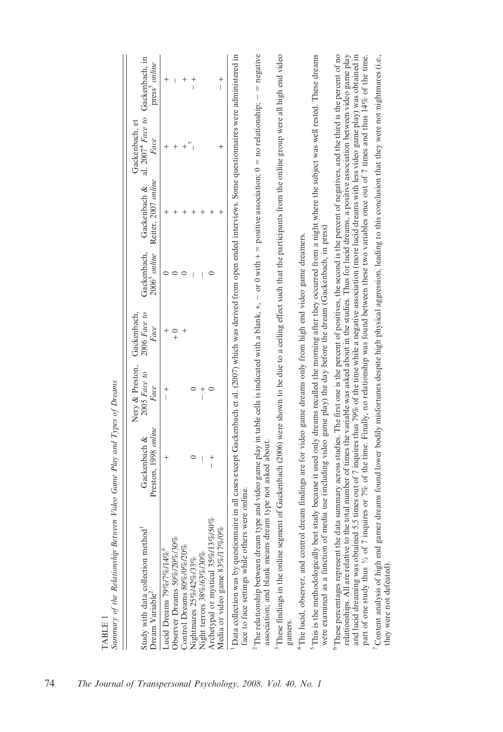TABLE 1

*Summary of the Relationship Between Video Game Play and Types of Dreams*

| Study with data collection method[1] / Dream Variable[2] | Gackenbach & Preston, 1998 *online* | Nery & Preston, 2005 *Face to Face* | Gackenbach, 2006 *Face to Face* | Gackenbach, 2006[3] *online* | Gackenbach & Reiter, 2007 *online* | Gackenbach, et al. 2007[4] *Face to Face* | Gackenbach, in press[5] *online* |
|---|---|---|---|---|---|---|---|
| Lucid Dreams 79%/7%/14%[6] | + | – + | + | 0 | + | + | + |
| Observer Dreams 50%/20%/30% | | | + 0 | 0 | + | + | – |
| Control Dreams 80%/0%/20% | | | + | 0 | + | + | + |
| Nightmares 25%/42%/33% | 0 | 0 | | – | + | –[7] | – + |
| Night terrors 38%/63%/30% | – | – + | | – | + | | |
| Archetypal or mystical 35%/13%/50% | – + | 0 | | 0 | + | | |
| Media or video game 83%/17%/0% | | | | | + | + | – + |

[1] Data collection was by questionnaire in all cases except Gackenbach et al. (2007) which was derived from open ended interviews. Some questionnaires were administered in face to face settings while others were online.

[2] The relationship between dream type and video game play in table cells is indicated with a blank, +, – or 0 with + = positive association; 0 = no relationship; – = negative association; and blank means dream type not asked about.

[3] These findings in the online segment of Gackenbach (2006) were shown to be due to a ceiling effect such that the participants from the online group were all high end video gamers.

[4] The lucid, observer, and control dream findings are for video game dreams only from high end video game dreamers.

[5] This is the methodologically best study because it used only dreams recalled the morning after they occurred from a night where the subject was well rested. These dreams were examined as a function of media use (including video game play) the day before the dream (Gackenbach, in press)

[6] These percentages represent the data summary across studies. The first one is the percent of positives, the second is the percent of negatives, and the third is the percent of no relationships. All are relative to the total number of times the variable was asked about in the studies. Thus for lucid dreams, a positive association between video game play and lucid dreaming was obtained 5.5 times out of 7 inquires thus 79% of the time while a negative association (more lucid dreams with less video game play) was obtained in part of one study thus ½ of 7 inquires or 7% of the time. Finally, no relationship was found between these two variables once out of 7 times and thus 14% of the time.

[7] Content analysis of high end gamer dreams found lower bodily misfortunes despite high physical aggression, leading to this conclusion that they were not nightmares (i.e., they were not defeated).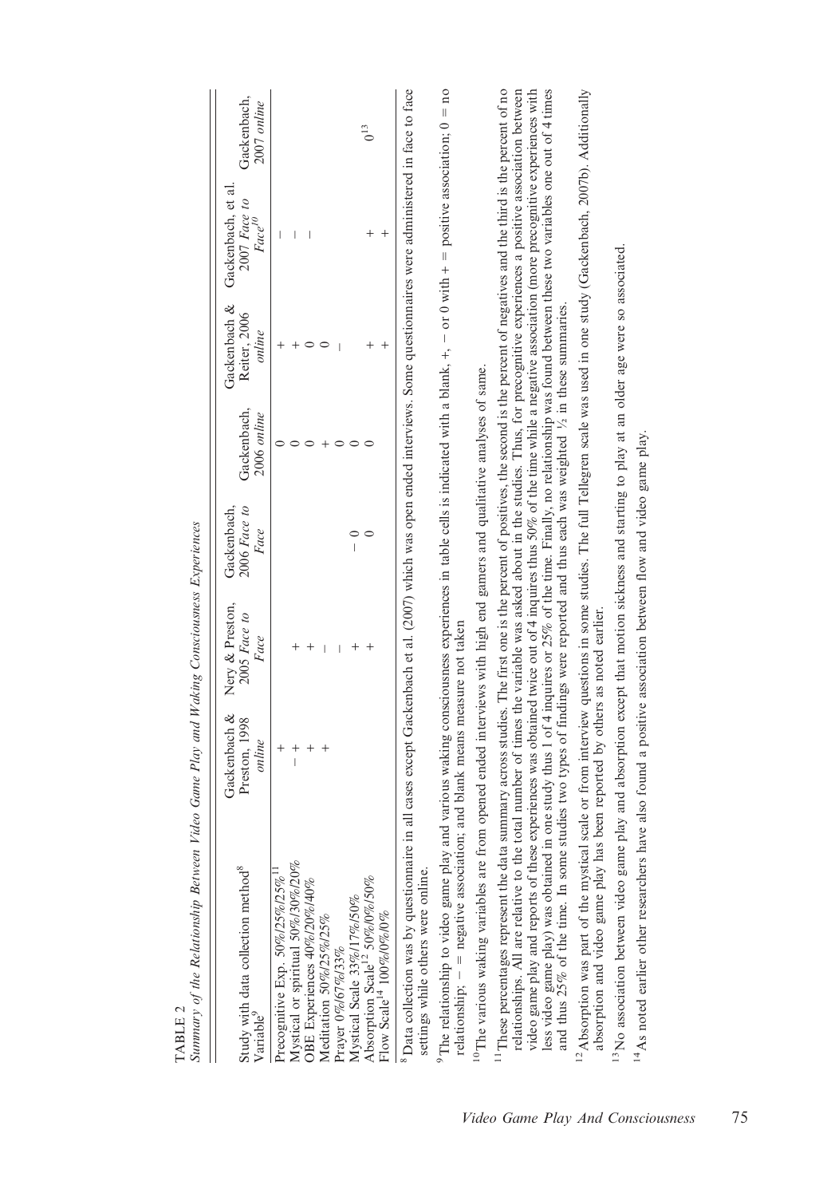TABLE 2
*Summary of the Relationship Between Video Game Play and Waking Consciousness Experiences*

| Study with data collection method[8] Variable[9] | Gackenbach & Preston, 1998 *online* | Nery & Preston, 2005 *Face to Face* | Gackenbach, 2006 *Face to Face* | Gackenbach, 2006 *online* | Gackenbach & Reiter, 2006 *online* | Gackenbach, et al. 2007 *Face to Face*[10] | Gackenbach, 2007 *online* |
|---|---|---|---|---|---|---|---|
| Precognitive Exp. 50%/25%/25%[11] | + | | | 0 | + | – | |
| Mystical or spiritual 50%/30%/20% | – + | + | | 0 | + | – | |
| OBE Experiences 40%/20%/40% | + | + | | 0 | 0 | – | |
| Meditation 50%/25%/25% | + | – | | + | 0 | | |
| Prayer 0%/67%/33% | | – | | 0 | – | | |
| Mystical Scale 33%/17%/50% | | + | – 0 | 0 | | | |
| Absorption Scale[12] 50%/0%/50% | | + | 0 | 0 | + | + | 0[13] |
| Flow Scale[14] 100%/0%/0% | | | | | + | + | |

[8] Data collection was by questionnaire in all cases except Gackenbach et al. (2007) which was open ended interviews. Some questionnaires were administered in face to face settings while others were online.

[9] The relationship to video game play and various waking consciousness experiences in table cells is indicated with a blank, +, – or 0 with + = positive association; 0 = no relationship; – = negative association; and blank means measure not taken

[10] The various waking variables are from opened ended interviews with high end gamers and qualitative analyses of same.

[11] These percentages represent the data summary across studies. The first one is the percent of positives, the second is the percent of negatives and the third is the percent of no relationships. All are relative to the total number of times the variable was asked about in the studies. Thus, for precognitive experiences a positive association between video game play and reports of these experiences was obtained twice out of 4 inquires thus 50% of the time while a negative association (more precognitive experiences with less video game play) was obtained in one study thus 1 of 4 inquires or 25% of the time. Finally, no relationship was found between these two variables one out of 4 times and thus 25% of the time. In some studies two types of findings were reported and thus each was weighted ½ in these summaries.

[12] Absorption was part of the mystical scale or from interview questions in some studies. The full Tellegren scale was used in one study (Gackenbach, 2007b). Additionally absorption and video game play has been reported by others as noted earlier.

[13] No association between video game play and absorption except that motion sickness and starting to play at an older age were so associated.

[14] As noted earlier other researchers have also found a positive association between flow and video game play.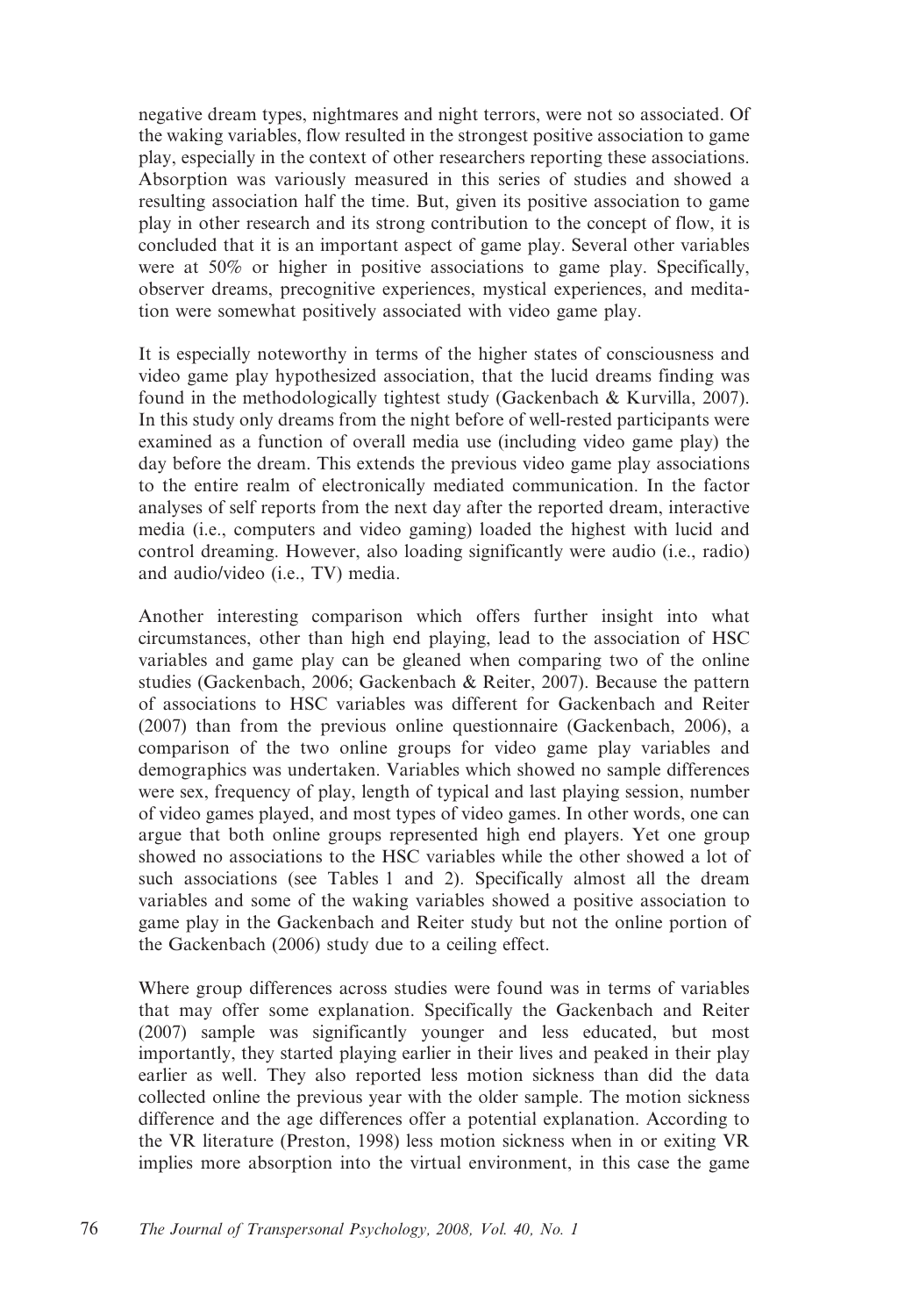negative dream types, nightmares and night terrors, were not so associated. Of the waking variables, flow resulted in the strongest positive association to game play, especially in the context of other researchers reporting these associations. Absorption was variously measured in this series of studies and showed a resulting association half the time. But, given its positive association to game play in other research and its strong contribution to the concept of flow, it is concluded that it is an important aspect of game play. Several other variables were at 50% or higher in positive associations to game play. Specifically, observer dreams, precognitive experiences, mystical experiences, and meditation were somewhat positively associated with video game play.

It is especially noteworthy in terms of the higher states of consciousness and video game play hypothesized association, that the lucid dreams finding was found in the methodologically tightest study (Gackenbach & Kurvilla, 2007). In this study only dreams from the night before of well-rested participants were examined as a function of overall media use (including video game play) the day before the dream. This extends the previous video game play associations to the entire realm of electronically mediated communication. In the factor analyses of self reports from the next day after the reported dream, interactive media (i.e., computers and video gaming) loaded the highest with lucid and control dreaming. However, also loading significantly were audio (i.e., radio) and audio/video (i.e., TV) media.

Another interesting comparison which offers further insight into what circumstances, other than high end playing, lead to the association of HSC variables and game play can be gleaned when comparing two of the online studies (Gackenbach, 2006; Gackenbach & Reiter, 2007). Because the pattern of associations to HSC variables was different for Gackenbach and Reiter (2007) than from the previous online questionnaire (Gackenbach, 2006), a comparison of the two online groups for video game play variables and demographics was undertaken. Variables which showed no sample differences were sex, frequency of play, length of typical and last playing session, number of video games played, and most types of video games. In other words, one can argue that both online groups represented high end players. Yet one group showed no associations to the HSC variables while the other showed a lot of such associations (see Tables 1 and 2). Specifically almost all the dream variables and some of the waking variables showed a positive association to game play in the Gackenbach and Reiter study but not the online portion of the Gackenbach (2006) study due to a ceiling effect.

Where group differences across studies were found was in terms of variables that may offer some explanation. Specifically the Gackenbach and Reiter (2007) sample was significantly younger and less educated, but most importantly, they started playing earlier in their lives and peaked in their play earlier as well. They also reported less motion sickness than did the data collected online the previous year with the older sample. The motion sickness difference and the age differences offer a potential explanation. According to the VR literature (Preston, 1998) less motion sickness when in or exiting VR implies more absorption into the virtual environment, in this case the game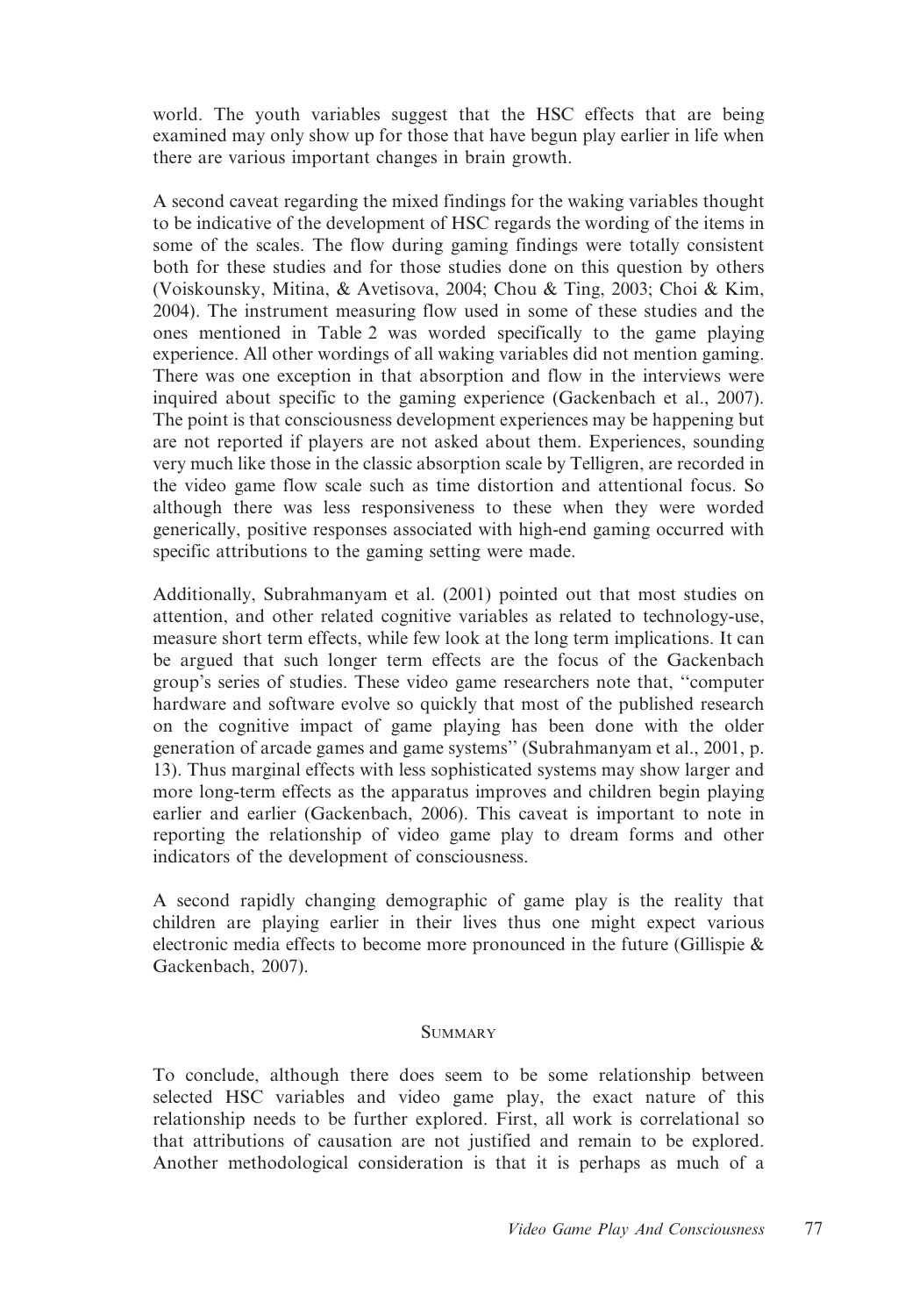world. The youth variables suggest that the HSC effects that are being examined may only show up for those that have begun play earlier in life when there are various important changes in brain growth.

A second caveat regarding the mixed findings for the waking variables thought to be indicative of the development of HSC regards the wording of the items in some of the scales. The flow during gaming findings were totally consistent both for these studies and for those studies done on this question by others (Voiskounsky, Mitina, & Avetisova, 2004; Chou & Ting, 2003; Choi & Kim, 2004). The instrument measuring flow used in some of these studies and the ones mentioned in Table 2 was worded specifically to the game playing experience. All other wordings of all waking variables did not mention gaming. There was one exception in that absorption and flow in the interviews were inquired about specific to the gaming experience (Gackenbach et al., 2007). The point is that consciousness development experiences may be happening but are not reported if players are not asked about them. Experiences, sounding very much like those in the classic absorption scale by Telligren, are recorded in the video game flow scale such as time distortion and attentional focus. So although there was less responsiveness to these when they were worded generically, positive responses associated with high-end gaming occurred with specific attributions to the gaming setting were made.

Additionally, Subrahmanyam et al. (2001) pointed out that most studies on attention, and other related cognitive variables as related to technology-use, measure short term effects, while few look at the long term implications. It can be argued that such longer term effects are the focus of the Gackenbach group's series of studies. These video game researchers note that, "computer hardware and software evolve so quickly that most of the published research on the cognitive impact of game playing has been done with the older generation of arcade games and game systems" (Subrahmanyam et al., 2001, p. 13). Thus marginal effects with less sophisticated systems may show larger and more long-term effects as the apparatus improves and children begin playing earlier and earlier (Gackenbach, 2006). This caveat is important to note in reporting the relationship of video game play to dream forms and other indicators of the development of consciousness.

A second rapidly changing demographic of game play is the reality that children are playing earlier in their lives thus one might expect various electronic media effects to become more pronounced in the future (Gillispie & Gackenbach, 2007).

## Summary

To conclude, although there does seem to be some relationship between selected HSC variables and video game play, the exact nature of this relationship needs to be further explored. First, all work is correlational so that attributions of causation are not justified and remain to be explored. Another methodological consideration is that it is perhaps as much of a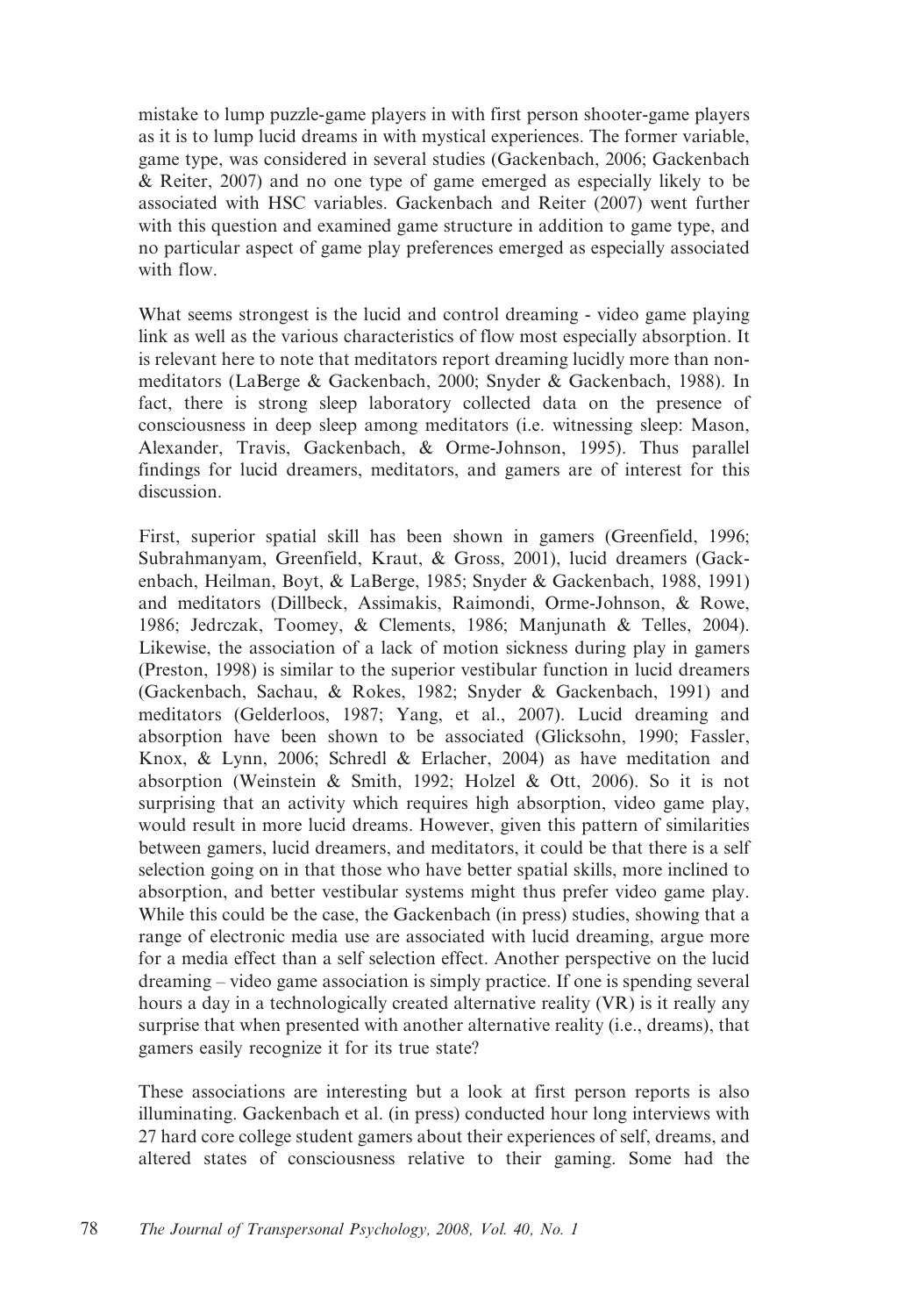mistake to lump puzzle-game players in with first person shooter-game players as it is to lump lucid dreams in with mystical experiences. The former variable, game type, was considered in several studies (Gackenbach, 2006; Gackenbach & Reiter, 2007) and no one type of game emerged as especially likely to be associated with HSC variables. Gackenbach and Reiter (2007) went further with this question and examined game structure in addition to game type, and no particular aspect of game play preferences emerged as especially associated with flow.

What seems strongest is the lucid and control dreaming - video game playing link as well as the various characteristics of flow most especially absorption. It is relevant here to note that meditators report dreaming lucidly more than non-meditators (LaBerge & Gackenbach, 2000; Snyder & Gackenbach, 1988). In fact, there is strong sleep laboratory collected data on the presence of consciousness in deep sleep among meditators (i.e. witnessing sleep: Mason, Alexander, Travis, Gackenbach, & Orme-Johnson, 1995). Thus parallel findings for lucid dreamers, meditators, and gamers are of interest for this discussion.

First, superior spatial skill has been shown in gamers (Greenfield, 1996; Subrahmanyam, Greenfield, Kraut, & Gross, 2001), lucid dreamers (Gackenbach, Heilman, Boyt, & LaBerge, 1985; Snyder & Gackenbach, 1988, 1991) and meditators (Dillbeck, Assimakis, Raimondi, Orme-Johnson, & Rowe, 1986; Jedrczak, Toomey, & Clements, 1986; Manjunath & Telles, 2004). Likewise, the association of a lack of motion sickness during play in gamers (Preston, 1998) is similar to the superior vestibular function in lucid dreamers (Gackenbach, Sachau, & Rokes, 1982; Snyder & Gackenbach, 1991) and meditators (Gelderloos, 1987; Yang, et al., 2007). Lucid dreaming and absorption have been shown to be associated (Glicksohn, 1990; Fassler, Knox, & Lynn, 2006; Schredl & Erlacher, 2004) as have meditation and absorption (Weinstein & Smith, 1992; Holzel & Ott, 2006). So it is not surprising that an activity which requires high absorption, video game play, would result in more lucid dreams. However, given this pattern of similarities between gamers, lucid dreamers, and meditators, it could be that there is a self selection going on in that those who have better spatial skills, more inclined to absorption, and better vestibular systems might thus prefer video game play. While this could be the case, the Gackenbach (in press) studies, showing that a range of electronic media use are associated with lucid dreaming, argue more for a media effect than a self selection effect. Another perspective on the lucid dreaming – video game association is simply practice. If one is spending several hours a day in a technologically created alternative reality (VR) is it really any surprise that when presented with another alternative reality (i.e., dreams), that gamers easily recognize it for its true state?

These associations are interesting but a look at first person reports is also illuminating. Gackenbach et al. (in press) conducted hour long interviews with 27 hard core college student gamers about their experiences of self, dreams, and altered states of consciousness relative to their gaming. Some had the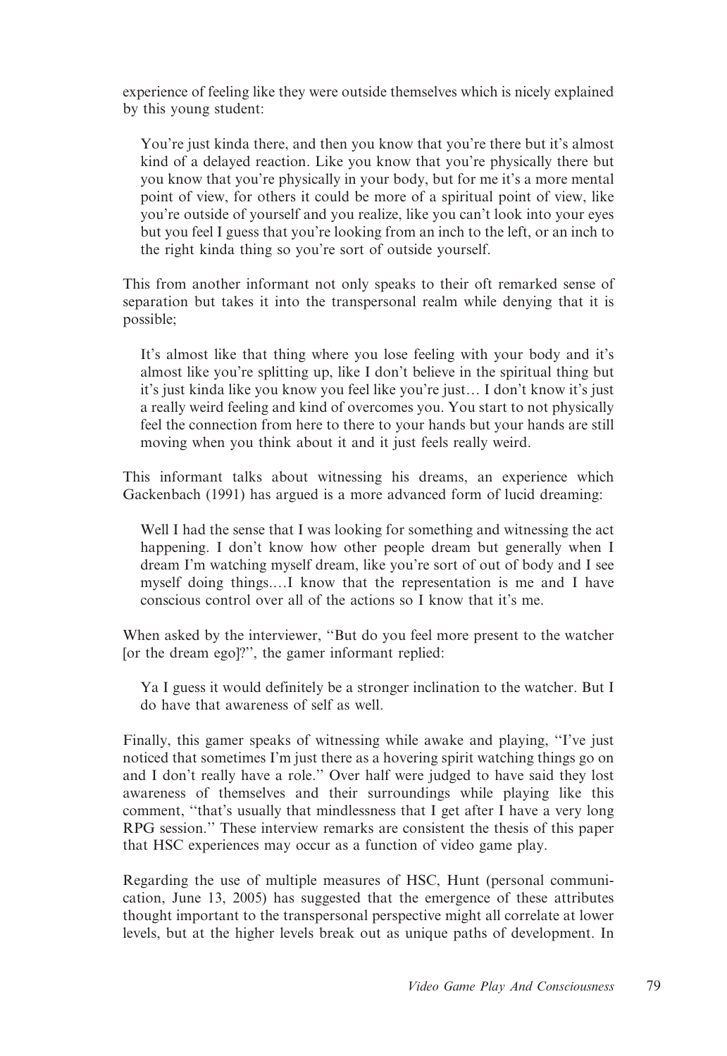experience of feeling like they were outside themselves which is nicely explained by this young student:

> You're just kinda there, and then you know that you're there but it's almost kind of a delayed reaction. Like you know that you're physically there but you know that you're physically in your body, but for me it's a more mental point of view, for others it could be more of a spiritual point of view, like you're outside of yourself and you realize, like you can't look into your eyes but you feel I guess that you're looking from an inch to the left, or an inch to the right kinda thing so you're sort of outside yourself.

This from another informant not only speaks to their oft remarked sense of separation but takes it into the transpersonal realm while denying that it is possible;

> It's almost like that thing where you lose feeling with your body and it's almost like you're splitting up, like I don't believe in the spiritual thing but it's just kinda like you know you feel like you're just… I don't know it's just a really weird feeling and kind of overcomes you. You start to not physically feel the connection from here to there to your hands but your hands are still moving when you think about it and it just feels really weird.

This informant talks about witnessing his dreams, an experience which Gackenbach (1991) has argued is a more advanced form of lucid dreaming:

> Well I had the sense that I was looking for something and witnessing the act happening. I don't know how other people dream but generally when I dream I'm watching myself dream, like you're sort of out of body and I see myself doing things.…I know that the representation is me and I have conscious control over all of the actions so I know that it's me.

When asked by the interviewer, ''But do you feel more present to the watcher [or the dream ego]?'', the gamer informant replied:

> Ya I guess it would definitely be a stronger inclination to the watcher. But I do have that awareness of self as well.

Finally, this gamer speaks of witnessing while awake and playing, ''I've just noticed that sometimes I'm just there as a hovering spirit watching things go on and I don't really have a role.'' Over half were judged to have said they lost awareness of themselves and their surroundings while playing like this comment, ''that's usually that mindlessness that I get after I have a very long RPG session.'' These interview remarks are consistent the thesis of this paper that HSC experiences may occur as a function of video game play.

Regarding the use of multiple measures of HSC, Hunt (personal communication, June 13, 2005) has suggested that the emergence of these attributes thought important to the transpersonal perspective might all correlate at lower levels, but at the higher levels break out as unique paths of development. In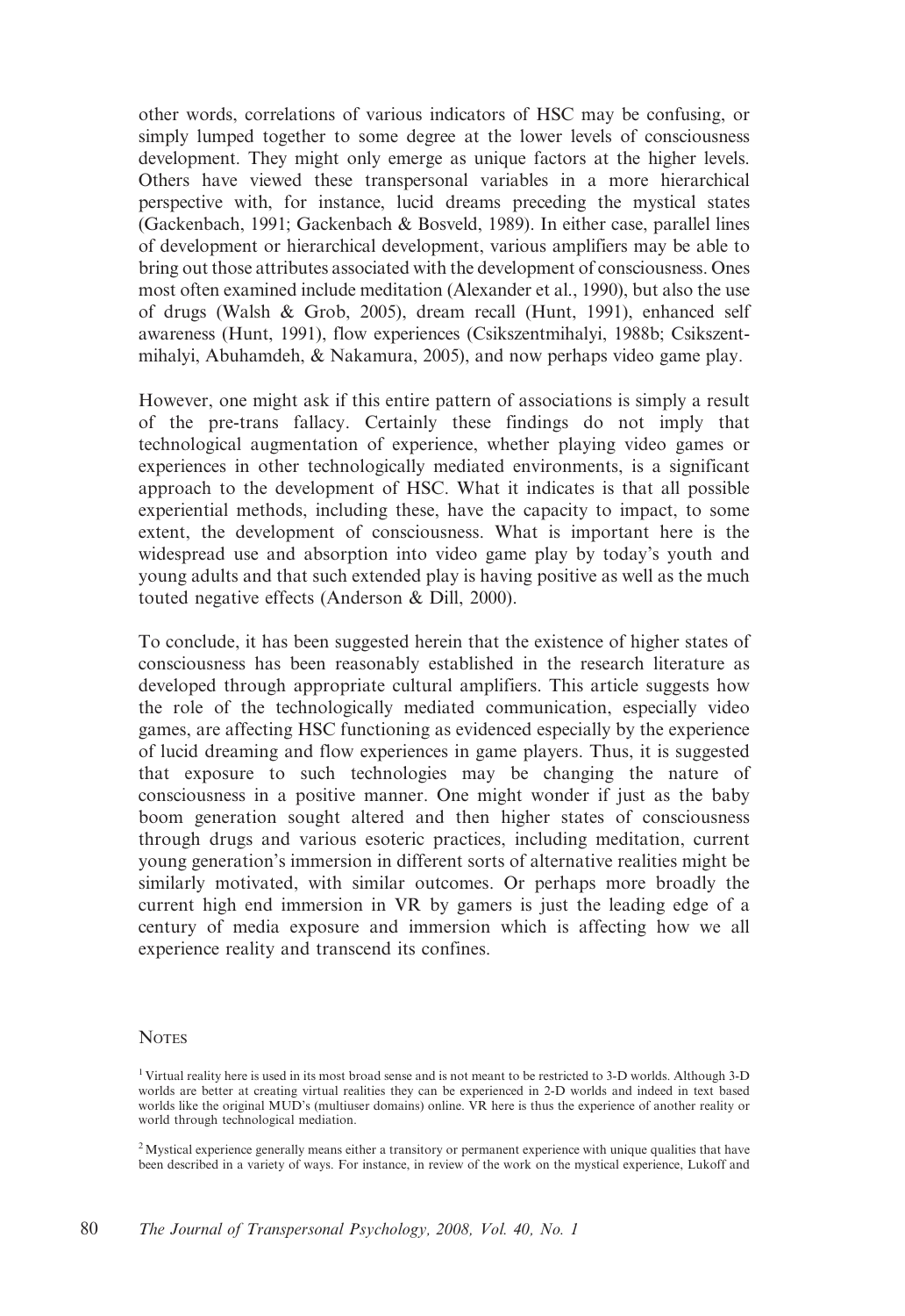other words, correlations of various indicators of HSC may be confusing, or simply lumped together to some degree at the lower levels of consciousness development. They might only emerge as unique factors at the higher levels. Others have viewed these transpersonal variables in a more hierarchical perspective with, for instance, lucid dreams preceding the mystical states (Gackenbach, 1991; Gackenbach & Bosveld, 1989). In either case, parallel lines of development or hierarchical development, various amplifiers may be able to bring out those attributes associated with the development of consciousness. Ones most often examined include meditation (Alexander et al., 1990), but also the use of drugs (Walsh & Grob, 2005), dream recall (Hunt, 1991), enhanced self awareness (Hunt, 1991), flow experiences (Csikszentmihalyi, 1988b; Csikszentmihalyi, Abuhamdeh, & Nakamura, 2005), and now perhaps video game play.

However, one might ask if this entire pattern of associations is simply a result of the pre-trans fallacy. Certainly these findings do not imply that technological augmentation of experience, whether playing video games or experiences in other technologically mediated environments, is a significant approach to the development of HSC. What it indicates is that all possible experiential methods, including these, have the capacity to impact, to some extent, the development of consciousness. What is important here is the widespread use and absorption into video game play by today's youth and young adults and that such extended play is having positive as well as the much touted negative effects (Anderson & Dill, 2000).

To conclude, it has been suggested herein that the existence of higher states of consciousness has been reasonably established in the research literature as developed through appropriate cultural amplifiers. This article suggests how the role of the technologically mediated communication, especially video games, are affecting HSC functioning as evidenced especially by the experience of lucid dreaming and flow experiences in game players. Thus, it is suggested that exposure to such technologies may be changing the nature of consciousness in a positive manner. One might wonder if just as the baby boom generation sought altered and then higher states of consciousness through drugs and various esoteric practices, including meditation, current young generation's immersion in different sorts of alternative realities might be similarly motivated, with similar outcomes. Or perhaps more broadly the current high end immersion in VR by gamers is just the leading edge of a century of media exposure and immersion which is affecting how we all experience reality and transcend its confines.

## Notes

[1] Virtual reality here is used in its most broad sense and is not meant to be restricted to 3-D worlds. Although 3-D worlds are better at creating virtual realities they can be experienced in 2-D worlds and indeed in text based worlds like the original MUD's (multiuser domains) online. VR here is thus the experience of another reality or world through technological mediation.

[2] Mystical experience generally means either a transitory or permanent experience with unique qualities that have been described in a variety of ways. For instance, in review of the work on the mystical experience, Lukoff and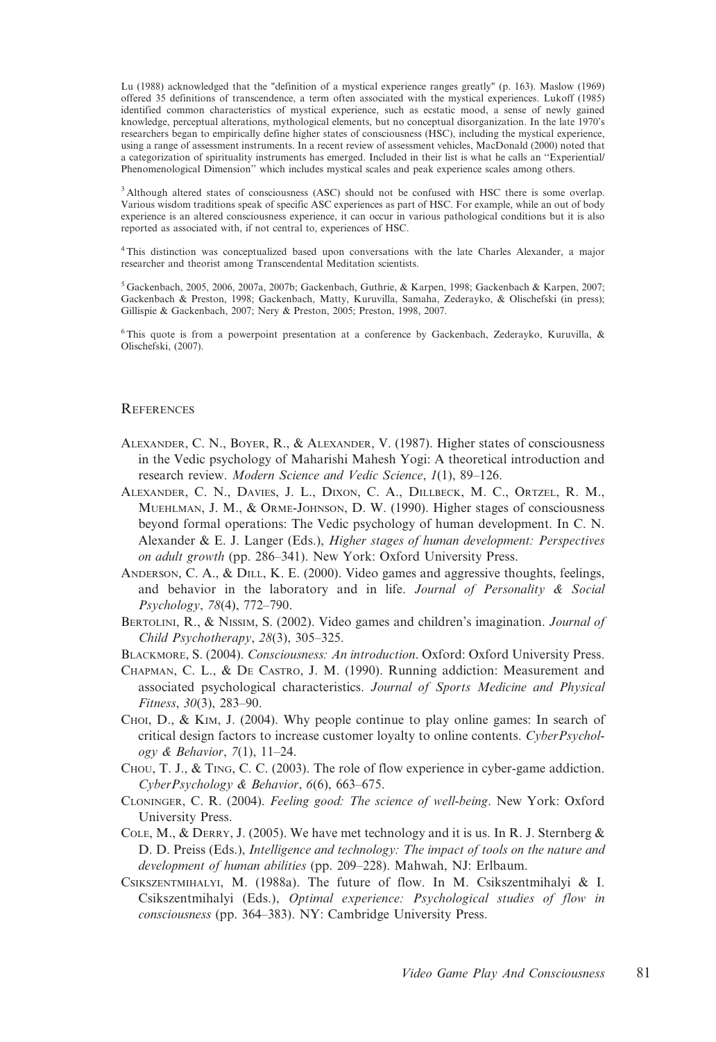Lu (1988) acknowledged that the "definition of a mystical experience ranges greatly" (p. 163). Maslow (1969) offered 35 definitions of transcendence, a term often associated with the mystical experiences. Lukoff (1985) identified common characteristics of mystical experience, such as ecstatic mood, a sense of newly gained knowledge, perceptual alterations, mythological elements, but no conceptual disorganization. In the late 1970's researchers began to empirically define higher states of consciousness (HSC), including the mystical experience, using a range of assessment instruments. In a recent review of assessment vehicles, MacDonald (2000) noted that a categorization of spirituality instruments has emerged. Included in their list is what he calls an ''Experiential/ Phenomenological Dimension'' which includes mystical scales and peak experience scales among others.

[3] Although altered states of consciousness (ASC) should not be confused with HSC there is some overlap. Various wisdom traditions speak of specific ASC experiences as part of HSC. For example, while an out of body experience is an altered consciousness experience, it can occur in various pathological conditions but it is also reported as associated with, if not central to, experiences of HSC.

[4] This distinction was conceptualized based upon conversations with the late Charles Alexander, a major researcher and theorist among Transcendental Meditation scientists.

[5] Gackenbach, 2005, 2006, 2007a, 2007b; Gackenbach, Guthrie, & Karpen, 1998; Gackenbach & Karpen, 2007; Gackenbach & Preston, 1998; Gackenbach, Matty, Kuruvilla, Samaha, Zederayko, & Olischefski (in press); Gillispie & Gackenbach, 2007; Nery & Preston, 2005; Preston, 1998, 2007.

[6] This quote is from a powerpoint presentation at a conference by Gackenbach, Zederayko, Kuruvilla, & Olischefski, (2007).

## References

Alexander, C. N., Boyer, R., & Alexander, V. (1987). Higher states of consciousness in the Vedic psychology of Maharishi Mahesh Yogi: A theoretical introduction and research review. *Modern Science and Vedic Science*, *1*(1), 89–126.

Alexander, C. N., Davies, J. L., Dixon, C. A., Dillbeck, M. C., Ortzel, R. M., Muehlman, J. M., & Orme-Johnson, D. W. (1990). Higher stages of consciousness beyond formal operations: The Vedic psychology of human development. In C. N. Alexander & E. J. Langer (Eds.), *Higher stages of human development: Perspectives on adult growth* (pp. 286–341). New York: Oxford University Press.

Anderson, C. A., & Dill, K. E. (2000). Video games and aggressive thoughts, feelings, and behavior in the laboratory and in life. *Journal of Personality & Social Psychology*, *78*(4), 772–790.

Bertolini, R., & Nissim, S. (2002). Video games and children's imagination. *Journal of Child Psychotherapy*, *28*(3), 305–325.

Blackmore, S. (2004). *Consciousness: An introduction*. Oxford: Oxford University Press.

Chapman, C. L., & De Castro, J. M. (1990). Running addiction: Measurement and associated psychological characteristics. *Journal of Sports Medicine and Physical Fitness*, *30*(3), 283–90.

Choi, D., & Kim, J. (2004). Why people continue to play online games: In search of critical design factors to increase customer loyalty to online contents. *CyberPsychology & Behavior*, *7*(1), 11–24.

Chou, T. J., & Ting, C. C. (2003). The role of flow experience in cyber-game addiction. *CyberPsychology & Behavior*, *6*(6), 663–675.

Cloninger, C. R. (2004). *Feeling good: The science of well-being*. New York: Oxford University Press.

Cole, M., & Derry, J. (2005). We have met technology and it is us. In R. J. Sternberg & D. D. Preiss (Eds.), *Intelligence and technology: The impact of tools on the nature and development of human abilities* (pp. 209–228). Mahwah, NJ: Erlbaum.

Csikszentmihalyi, M. (1988a). The future of flow. In M. Csikszentmihalyi & I. Csikszentmihalyi (Eds.), *Optimal experience: Psychological studies of flow in consciousness* (pp. 364–383). NY: Cambridge University Press.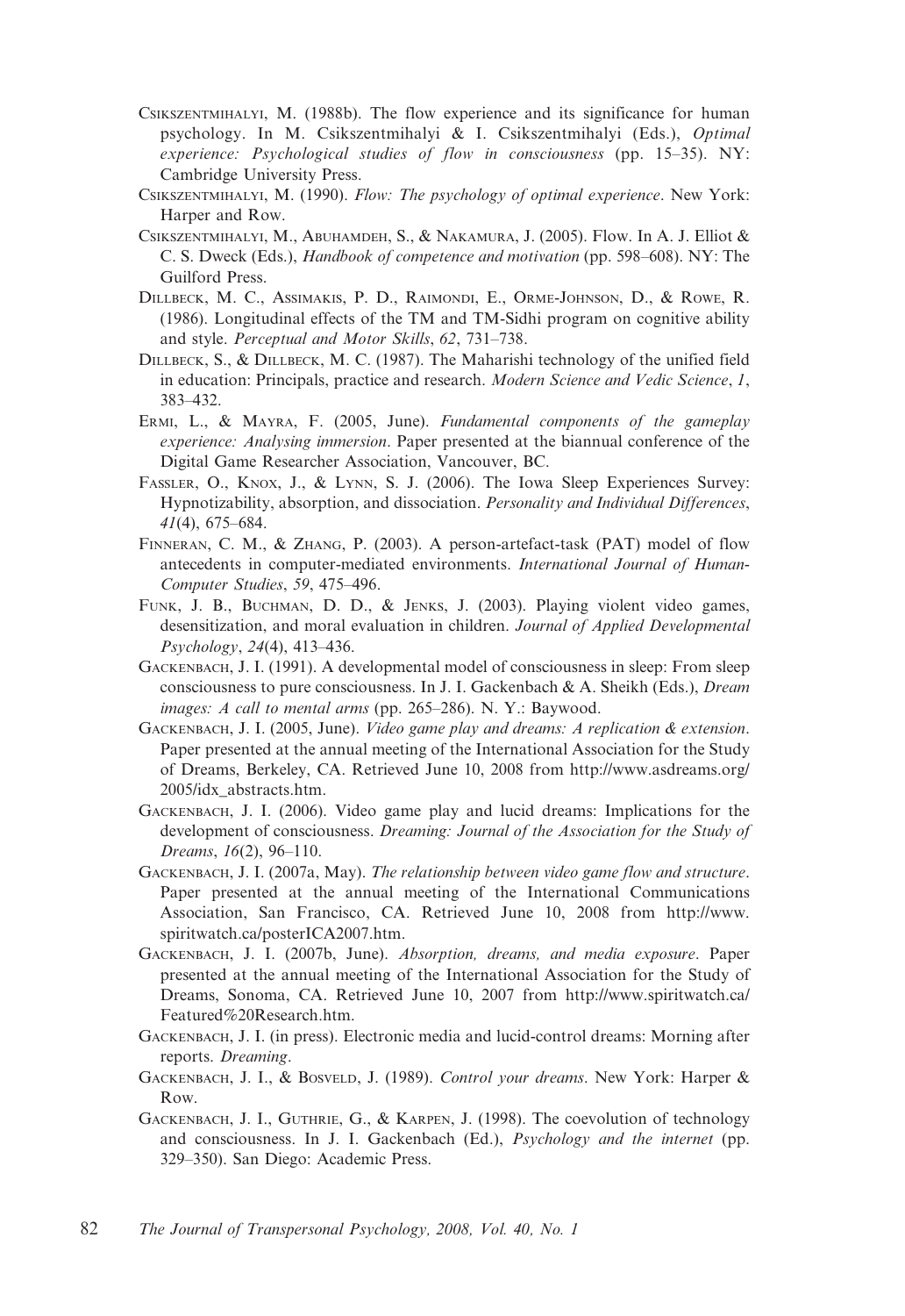Csikszentmihalyi, M. (1988b). The flow experience and its significance for human psychology. In M. Csikszentmihalyi & I. Csikszentmihalyi (Eds.), *Optimal experience: Psychological studies of flow in consciousness* (pp. 15–35). NY: Cambridge University Press.

Csikszentmihalyi, M. (1990). *Flow: The psychology of optimal experience*. New York: Harper and Row.

Csikszentmihalyi, M., Abuhamdeh, S., & Nakamura, J. (2005). Flow. In A. J. Elliot & C. S. Dweck (Eds.), *Handbook of competence and motivation* (pp. 598–608). NY: The Guilford Press.

Dillbeck, M. C., Assimakis, P. D., Raimondi, E., Orme-Johnson, D., & Rowe, R. (1986). Longitudinal effects of the TM and TM-Sidhi program on cognitive ability and style. *Perceptual and Motor Skills*, *62*, 731–738.

Dillbeck, S., & Dillbeck, M. C. (1987). The Maharishi technology of the unified field in education: Principals, practice and research. *Modern Science and Vedic Science*, *1*, 383–432.

Ermi, L., & Mayra, F. (2005, June). *Fundamental components of the gameplay experience: Analysing immersion*. Paper presented at the biannual conference of the Digital Game Researcher Association, Vancouver, BC.

Fassler, O., Knox, J., & Lynn, S. J. (2006). The Iowa Sleep Experiences Survey: Hypnotizability, absorption, and dissociation. *Personality and Individual Differences*, *41*(4), 675–684.

Finneran, C. M., & Zhang, P. (2003). A person-artefact-task (PAT) model of flow antecedents in computer-mediated environments. *International Journal of Human-Computer Studies*, *59*, 475–496.

Funk, J. B., Buchman, D. D., & Jenks, J. (2003). Playing violent video games, desensitization, and moral evaluation in children. *Journal of Applied Developmental Psychology*, *24*(4), 413–436.

Gackenbach, J. I. (1991). A developmental model of consciousness in sleep: From sleep consciousness to pure consciousness. In J. I. Gackenbach & A. Sheikh (Eds.), *Dream images: A call to mental arms* (pp. 265–286). N. Y.: Baywood.

Gackenbach, J. I. (2005, June). *Video game play and dreams: A replication & extension*. Paper presented at the annual meeting of the International Association for the Study of Dreams, Berkeley, CA. Retrieved June 10, 2008 from http://www.asdreams.org/2005/idx_abstracts.htm.

Gackenbach, J. I. (2006). Video game play and lucid dreams: Implications for the development of consciousness. *Dreaming: Journal of the Association for the Study of Dreams*, *16*(2), 96–110.

Gackenbach, J. I. (2007a, May). *The relationship between video game flow and structure*. Paper presented at the annual meeting of the International Communications Association, San Francisco, CA. Retrieved June 10, 2008 from http://www.spiritwatch.ca/posterICA2007.htm.

Gackenbach, J. I. (2007b, June). *Absorption, dreams, and media exposure*. Paper presented at the annual meeting of the International Association for the Study of Dreams, Sonoma, CA. Retrieved June 10, 2007 from http://www.spiritwatch.ca/Featured%20Research.htm.

Gackenbach, J. I. (in press). Electronic media and lucid-control dreams: Morning after reports. *Dreaming*.

Gackenbach, J. I., & Bosveld, J. (1989). *Control your dreams*. New York: Harper & Row.

Gackenbach, J. I., Guthrie, G., & Karpen, J. (1998). The coevolution of technology and consciousness. In J. I. Gackenbach (Ed.), *Psychology and the internet* (pp. 329–350). San Diego: Academic Press.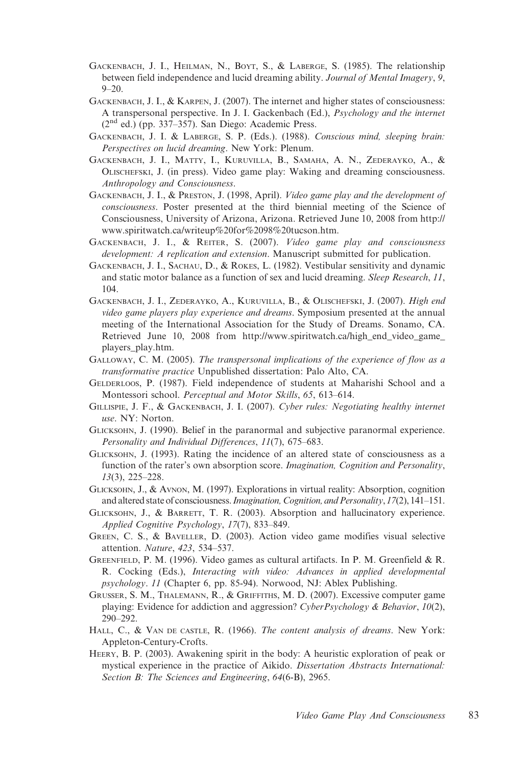Gackenbach, J. I., Heilman, N., Boyt, S., & Laberge, S. (1985). The relationship between field independence and lucid dreaming ability. *Journal of Mental Imagery*, *9*, 9–20.

Gackenbach, J. I., & Karpen, J. (2007). The internet and higher states of consciousness: A transpersonal perspective. In J. I. Gackenbach (Ed.), *Psychology and the internet* ($2^{nd}$ ed.) (pp. 337–357). San Diego: Academic Press.

Gackenbach, J. I. & Laberge, S. P. (Eds.). (1988). *Conscious mind, sleeping brain: Perspectives on lucid dreaming*. New York: Plenum.

Gackenbach, J. I., Matty, I., Kuruvilla, B., Samaha, A. N., Zederayko, A., & Olischefski, J. (in press). Video game play: Waking and dreaming consciousness. *Anthropology and Consciousness*.

Gackenbach, J. I., & Preston, J. (1998, April). *Video game play and the development of consciousness*. Poster presented at the third biennial meeting of the Science of Consciousness, University of Arizona, Arizona. Retrieved June 10, 2008 from http://www.spiritwatch.ca/writeup%20for%2098%20tucson.htm.

Gackenbach, J. I., & Reiter, S. (2007). *Video game play and consciousness development: A replication and extension*. Manuscript submitted for publication.

Gackenbach, J. I., Sachau, D., & Rokes, L. (1982). Vestibular sensitivity and dynamic and static motor balance as a function of sex and lucid dreaming. *Sleep Research*, *11*, 104.

Gackenbach, J. I., Zederayko, A., Kuruvilla, B., & Olischefski, J. (2007). *High end video game players play experience and dreams*. Symposium presented at the annual meeting of the International Association for the Study of Dreams. Sonamo, CA. Retrieved June 10, 2008 from http://www.spiritwatch.ca/high_end_video_game_players_play.htm.

Galloway, C. M. (2005). *The transpersonal implications of the experience of flow as a transformative practice* Unpublished dissertation: Palo Alto, CA.

Gelderloos, P. (1987). Field independence of students at Maharishi School and a Montessori school. *Perceptual and Motor Skills*, *65*, 613–614.

Gillispie, J. F., & Gackenbach, J. I. (2007). *Cyber rules: Negotiating healthy internet use*. NY: Norton.

Glicksohn, J. (1990). Belief in the paranormal and subjective paranormal experience. *Personality and Individual Differences*, *11*(7), 675–683.

Glicksohn, J. (1993). Rating the incidence of an altered state of consciousness as a function of the rater's own absorption score. *Imagination, Cognition and Personality*, *13*(3), 225–228.

Glicksohn, J., & Avnon, M. (1997). Explorations in virtual reality: Absorption, cognition and altered state of consciousness. *Imagination, Cognition, and Personality*, *17*(2), 141–151.

Glicksohn, J., & Barrett, T. R. (2003). Absorption and hallucinatory experience. *Applied Cognitive Psychology*, *17*(7), 833–849.

Green, C. S., & Baveller, D. (2003). Action video game modifies visual selective attention. *Nature*, *423*, 534–537.

Greenfield, P. M. (1996). Video games as cultural artifacts. In P. M. Greenfield & R. R. Cocking (Eds.), *Interacting with video: Advances in applied developmental psychology*. *11* (Chapter 6, pp. 85-94). Norwood, NJ: Ablex Publishing.

Grusser, S. M., Thalemann, R., & Griffiths, M. D. (2007). Excessive computer game playing: Evidence for addiction and aggression? *CyberPsychology & Behavior*, *10*(2), 290–292.

Hall, C., & Van de castle, R. (1966). *The content analysis of dreams*. New York: Appleton-Century-Crofts.

Heery, B. P. (2003). Awakening spirit in the body: A heuristic exploration of peak or mystical experience in the practice of Aikido. *Dissertation Abstracts International: Section B: The Sciences and Engineering*, *64*(6-B), 2965.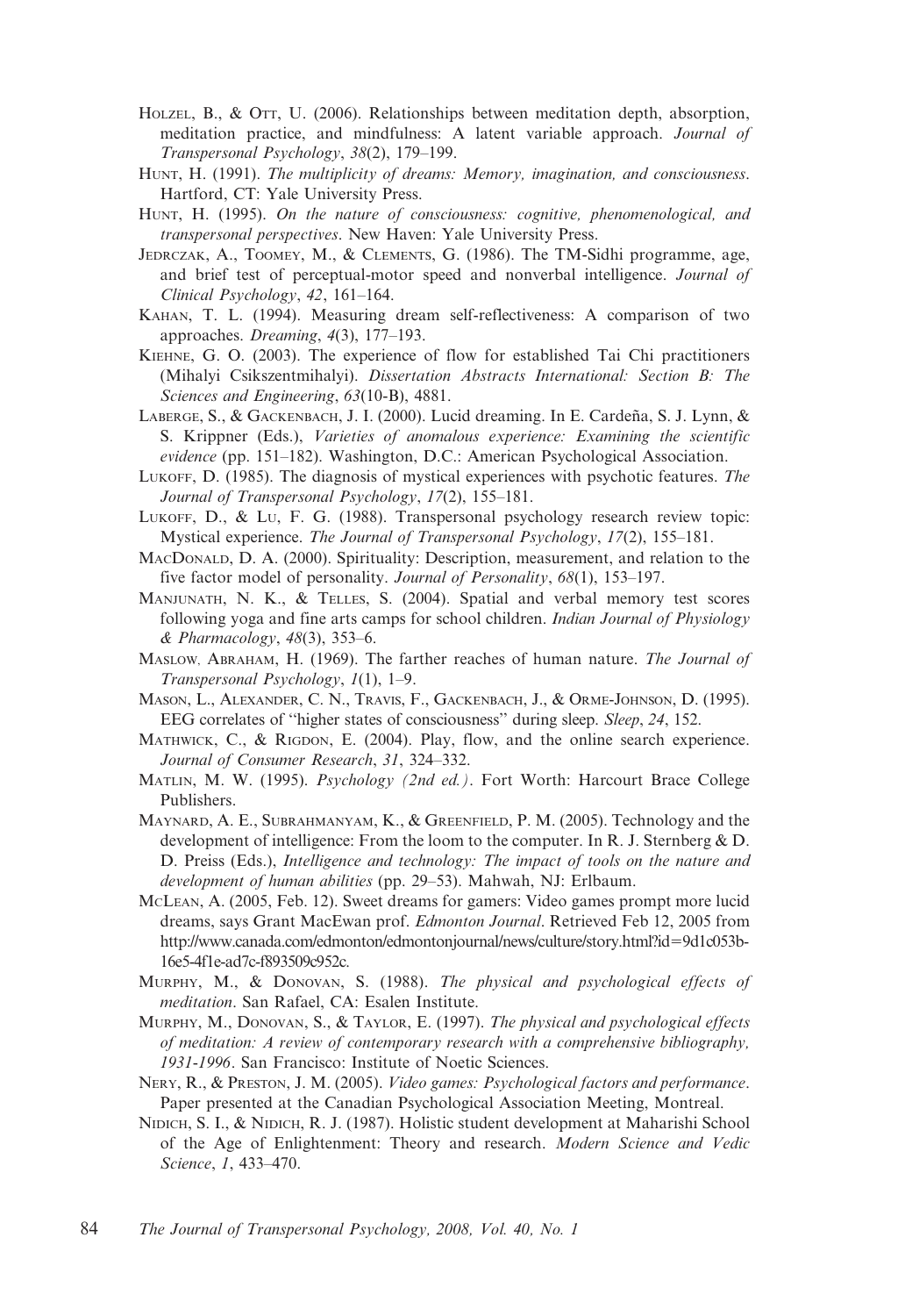Holzel, B., & Ott, U. (2006). Relationships between meditation depth, absorption, meditation practice, and mindfulness: A latent variable approach. *Journal of Transpersonal Psychology*, *38*(2), 179–199.

Hunt, H. (1991). *The multiplicity of dreams: Memory, imagination, and consciousness*. Hartford, CT: Yale University Press.

Hunt, H. (1995). *On the nature of consciousness: cognitive, phenomenological, and transpersonal perspectives*. New Haven: Yale University Press.

Jedrczak, A., Toomey, M., & Clements, G. (1986). The TM-Sidhi programme, age, and brief test of perceptual-motor speed and nonverbal intelligence. *Journal of Clinical Psychology*, *42*, 161–164.

Kahan, T. L. (1994). Measuring dream self-reflectiveness: A comparison of two approaches. *Dreaming*, *4*(3), 177–193.

Kiehne, G. O. (2003). The experience of flow for established Tai Chi practitioners (Mihalyi Csikszentmihalyi). *Dissertation Abstracts International: Section B: The Sciences and Engineering*, *63*(10-B), 4881.

LaBerge, S., & Gackenbach, J. I. (2000). Lucid dreaming. In E. Cardeña, S. J. Lynn, & S. Krippner (Eds.), *Varieties of anomalous experience: Examining the scientific evidence* (pp. 151–182). Washington, D.C.: American Psychological Association.

Lukoff, D. (1985). The diagnosis of mystical experiences with psychotic features. *The Journal of Transpersonal Psychology*, *17*(2), 155–181.

Lukoff, D., & Lu, F. G. (1988). Transpersonal psychology research review topic: Mystical experience. *The Journal of Transpersonal Psychology*, *17*(2), 155–181.

MacDonald, D. A. (2000). Spirituality: Description, measurement, and relation to the five factor model of personality. *Journal of Personality*, *68*(1), 153–197.

Manjunath, N. K., & Telles, S. (2004). Spatial and verbal memory test scores following yoga and fine arts camps for school children. *Indian Journal of Physiology & Pharmacology*, *48*(3), 353–6.

Maslow, Abraham, H. (1969). The farther reaches of human nature. *The Journal of Transpersonal Psychology*, *1*(1), 1–9.

Mason, L., Alexander, C. N., Travis, F., Gackenbach, J., & Orme-Johnson, D. (1995). EEG correlates of "higher states of consciousness" during sleep. *Sleep*, *24*, 152.

Mathwick, C., & Rigdon, E. (2004). Play, flow, and the online search experience. *Journal of Consumer Research*, *31*, 324–332.

Matlin, M. W. (1995). *Psychology (2nd ed.)*. Fort Worth: Harcourt Brace College Publishers.

Maynard, A. E., Subrahmanyam, K., & Greenfield, P. M. (2005). Technology and the development of intelligence: From the loom to the computer. In R. J. Sternberg & D. D. Preiss (Eds.), *Intelligence and technology: The impact of tools on the nature and development of human abilities* (pp. 29–53). Mahwah, NJ: Erlbaum.

McLean, A. (2005, Feb. 12). Sweet dreams for gamers: Video games prompt more lucid dreams, says Grant MacEwan prof. *Edmonton Journal*. Retrieved Feb 12, 2005 from http://www.canada.com/edmonton/edmontonjournal/news/culture/story.html?id=9d1c053b-16e5-4f1e-ad7c-f893509c952c.

Murphy, M., & Donovan, S. (1988). *The physical and psychological effects of meditation*. San Rafael, CA: Esalen Institute.

Murphy, M., Donovan, S., & Taylor, E. (1997). *The physical and psychological effects of meditation: A review of contemporary research with a comprehensive bibliography, 1931-1996*. San Francisco: Institute of Noetic Sciences.

Nery, R., & Preston, J. M. (2005). *Video games: Psychological factors and performance*. Paper presented at the Canadian Psychological Association Meeting, Montreal.

Nidich, S. I., & Nidich, R. J. (1987). Holistic student development at Maharishi School of the Age of Enlightenment: Theory and research. *Modern Science and Vedic Science*, *1*, 433–470.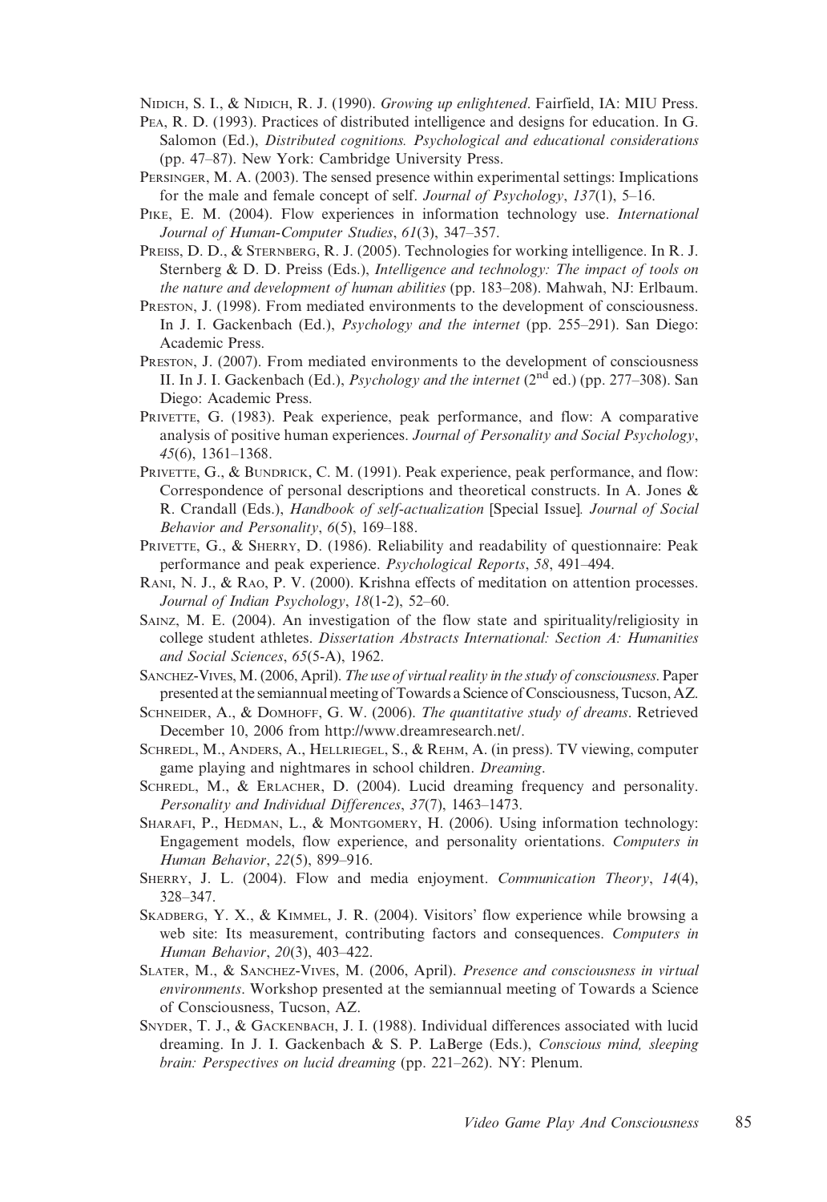Nidich, S. I., & Nidich, R. J. (1990). *Growing up enlightened*. Fairfield, IA: MIU Press.

Pea, R. D. (1993). Practices of distributed intelligence and designs for education. In G. Salomon (Ed.), *Distributed cognitions. Psychological and educational considerations* (pp. 47–87). New York: Cambridge University Press.

Persinger, M. A. (2003). The sensed presence within experimental settings: Implications for the male and female concept of self. *Journal of Psychology*, *137*(1), 5–16.

Pike, E. M. (2004). Flow experiences in information technology use. *International Journal of Human-Computer Studies*, *61*(3), 347–357.

Preiss, D. D., & Sternberg, R. J. (2005). Technologies for working intelligence. In R. J. Sternberg & D. D. Preiss (Eds.), *Intelligence and technology: The impact of tools on the nature and development of human abilities* (pp. 183–208). Mahwah, NJ: Erlbaum.

Preston, J. (1998). From mediated environments to the development of consciousness. In J. I. Gackenbach (Ed.), *Psychology and the internet* (pp. 255–291). San Diego: Academic Press.

Preston, J. (2007). From mediated environments to the development of consciousness II. In J. I. Gackenbach (Ed.), *Psychology and the internet* (2nd ed.) (pp. 277–308). San Diego: Academic Press.

Privette, G. (1983). Peak experience, peak performance, and flow: A comparative analysis of positive human experiences. *Journal of Personality and Social Psychology*, *45*(6), 1361–1368.

Privette, G., & Bundrick, C. M. (1991). Peak experience, peak performance, and flow: Correspondence of personal descriptions and theoretical constructs. In A. Jones & R. Crandall (Eds.), *Handbook of self-actualization* [Special Issue]. *Journal of Social Behavior and Personality*, *6*(5), 169–188.

Privette, G., & Sherry, D. (1986). Reliability and readability of questionnaire: Peak performance and peak experience. *Psychological Reports*, *58*, 491–494.

Rani, N. J., & Rao, P. V. (2000). Krishna effects of meditation on attention processes. *Journal of Indian Psychology*, *18*(1-2), 52–60.

Sainz, M. E. (2004). An investigation of the flow state and spirituality/religiosity in college student athletes. *Dissertation Abstracts International: Section A: Humanities and Social Sciences*, *65*(5-A), 1962.

Sanchez-Vives, M. (2006, April). *The use of virtual reality in the study of consciousness*. Paper presented at the semiannual meeting of Towards a Science of Consciousness, Tucson, AZ.

Schneider, A., & Domhoff, G. W. (2006). *The quantitative study of dreams*. Retrieved December 10, 2006 from http://www.dreamresearch.net/.

Schredl, M., Anders, A., Hellriegel, S., & Rehm, A. (in press). TV viewing, computer game playing and nightmares in school children. *Dreaming*.

Schredl, M., & Erlacher, D. (2004). Lucid dreaming frequency and personality. *Personality and Individual Differences*, *37*(7), 1463–1473.

Sharafi, P., Hedman, L., & Montgomery, H. (2006). Using information technology: Engagement models, flow experience, and personality orientations. *Computers in Human Behavior*, *22*(5), 899–916.

Sherry, J. L. (2004). Flow and media enjoyment. *Communication Theory*, *14*(4), 328–347.

Skadberg, Y. X., & Kimmel, J. R. (2004). Visitors' flow experience while browsing a web site: Its measurement, contributing factors and consequences. *Computers in Human Behavior*, *20*(3), 403–422.

Slater, M., & Sanchez-Vives, M. (2006, April). *Presence and consciousness in virtual environments*. Workshop presented at the semiannual meeting of Towards a Science of Consciousness, Tucson, AZ.

Snyder, T. J., & Gackenbach, J. I. (1988). Individual differences associated with lucid dreaming. In J. I. Gackenbach & S. P. LaBerge (Eds.), *Conscious mind, sleeping brain: Perspectives on lucid dreaming* (pp. 221–262). NY: Plenum.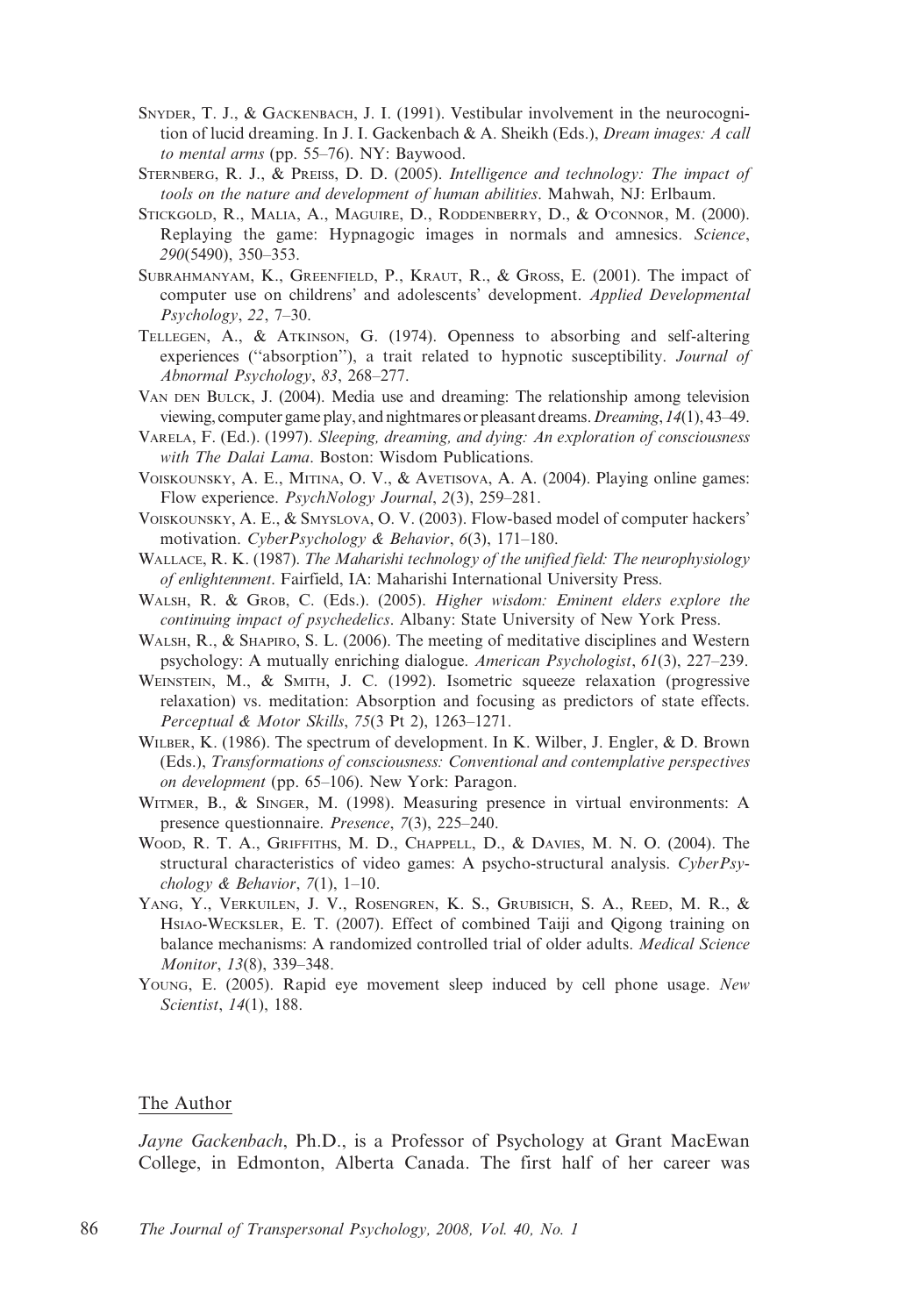Snyder, T. J., & Gackenbach, J. I. (1991). Vestibular involvement in the neurocognition of lucid dreaming. In J. I. Gackenbach & A. Sheikh (Eds.), *Dream images: A call to mental arms* (pp. 55–76). NY: Baywood.

Sternberg, R. J., & Preiss, D. D. (2005). *Intelligence and technology: The impact of tools on the nature and development of human abilities*. Mahwah, NJ: Erlbaum.

Stickgold, R., Malia, A., Maguire, D., Roddenberry, D., & O'connor, M. (2000). Replaying the game: Hypnagogic images in normals and amnesics. *Science*, *290*(5490), 350–353.

Subrahmanyam, K., Greenfield, P., Kraut, R., & Gross, E. (2001). The impact of computer use on childrens' and adolescents' development. *Applied Developmental Psychology*, *22*, 7–30.

Tellegen, A., & Atkinson, G. (1974). Openness to absorbing and self-altering experiences (''absorption''), a trait related to hypnotic susceptibility. *Journal of Abnormal Psychology*, *83*, 268–277.

Van den Bulck, J. (2004). Media use and dreaming: The relationship among television viewing, computer game play, and nightmares or pleasant dreams. *Dreaming*, *14*(1), 43–49.

Varela, F. (Ed.). (1997). *Sleeping, dreaming, and dying: An exploration of consciousness with The Dalai Lama*. Boston: Wisdom Publications.

Voiskounsky, A. E., Mitina, O. V., & Avetisova, A. A. (2004). Playing online games: Flow experience. *PsychNology Journal*, *2*(3), 259–281.

Voiskounsky, A. E., & Smyslova, O. V. (2003). Flow-based model of computer hackers' motivation. *CyberPsychology & Behavior*, *6*(3), 171–180.

Wallace, R. K. (1987). *The Maharishi technology of the unified field: The neurophysiology of enlightenment*. Fairfield, IA: Maharishi International University Press.

Walsh, R. & Grob, C. (Eds.). (2005). *Higher wisdom: Eminent elders explore the continuing impact of psychedelics*. Albany: State University of New York Press.

Walsh, R., & Shapiro, S. L. (2006). The meeting of meditative disciplines and Western psychology: A mutually enriching dialogue. *American Psychologist*, *61*(3), 227–239.

Weinstein, M., & Smith, J. C. (1992). Isometric squeeze relaxation (progressive relaxation) vs. meditation: Absorption and focusing as predictors of state effects. *Perceptual & Motor Skills*, *75*(3 Pt 2), 1263–1271.

Wilber, K. (1986). The spectrum of development. In K. Wilber, J. Engler, & D. Brown (Eds.), *Transformations of consciousness: Conventional and contemplative perspectives on development* (pp. 65–106). New York: Paragon.

Witmer, B., & Singer, M. (1998). Measuring presence in virtual environments: A presence questionnaire. *Presence*, *7*(3), 225–240.

Wood, R. T. A., Griffiths, M. D., Chappell, D., & Davies, M. N. O. (2004). The structural characteristics of video games: A psycho-structural analysis. *CyberPsychology & Behavior*, *7*(1), 1–10.

Yang, Y., Verkuilen, J. V., Rosengren, K. S., Grubisich, S. A., Reed, M. R., & Hsiao-Wecksler, E. T. (2007). Effect of combined Taiji and Qigong training on balance mechanisms: A randomized controlled trial of older adults. *Medical Science Monitor*, *13*(8), 339–348.

Young, E. (2005). Rapid eye movement sleep induced by cell phone usage. *New Scientist*, *14*(1), 188.

## The Author

*Jayne Gackenbach*, Ph.D., is a Professor of Psychology at Grant MacEwan College, in Edmonton, Alberta Canada. The first half of her career was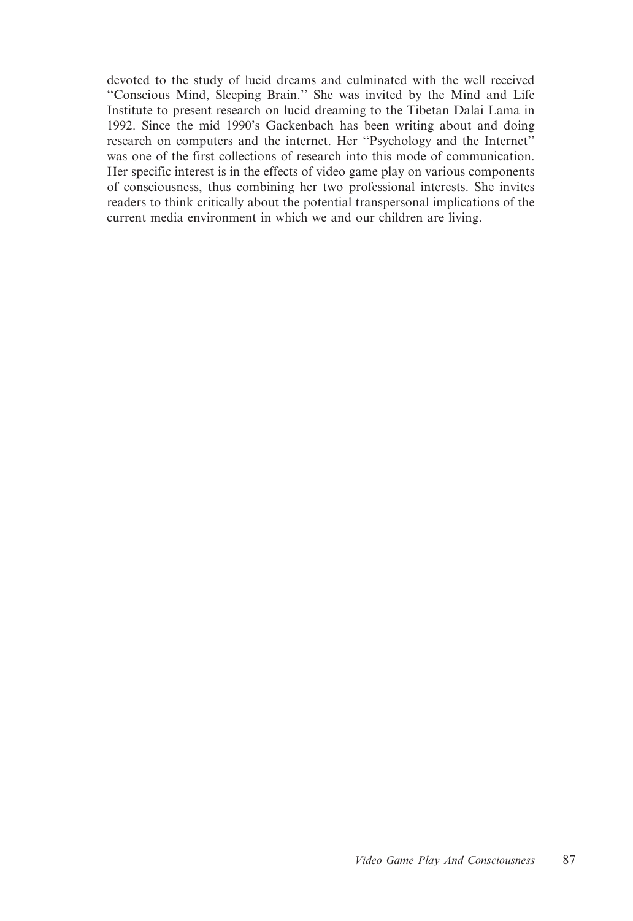devoted to the study of lucid dreams and culminated with the well received "Conscious Mind, Sleeping Brain." She was invited by the Mind and Life Institute to present research on lucid dreaming to the Tibetan Dalai Lama in 1992. Since the mid 1990's Gackenbach has been writing about and doing research on computers and the internet. Her "Psychology and the Internet" was one of the first collections of research into this mode of communication. Her specific interest is in the effects of video game play on various components of consciousness, thus combining her two professional interests. She invites readers to think critically about the potential transpersonal implications of the current media environment in which we and our children are living.